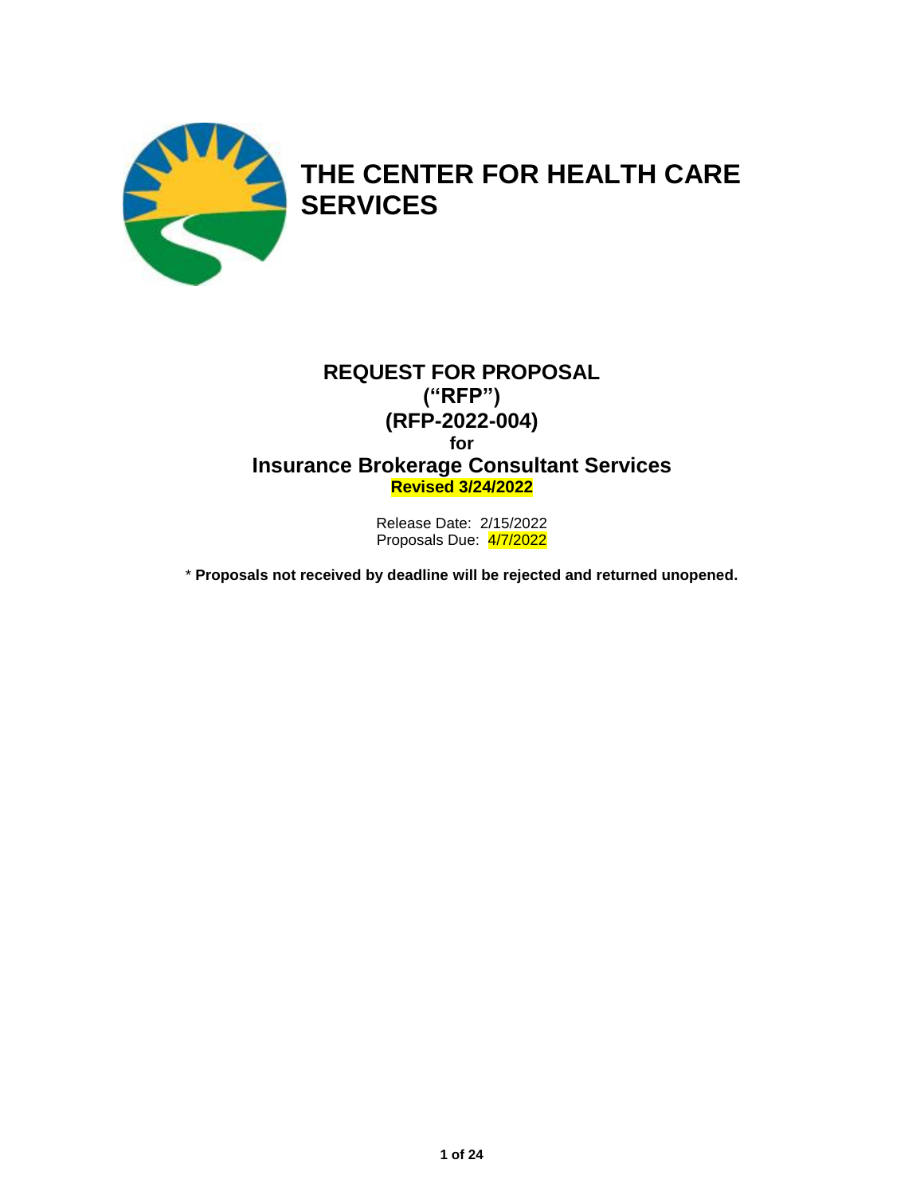# THE CENTER FOR HEALTH CARE SERVICES

## REQUEST FOR PROPOSAL
## ("RFP")
## (RFP-2022-004)
## for
## Insurance Brokerage Consultant Services

**Revised 3/24/2022**

Release Date: 2/15/2022
Proposals Due: 4/7/2022

* **Proposals not received by deadline will be rejected and returned unopened.**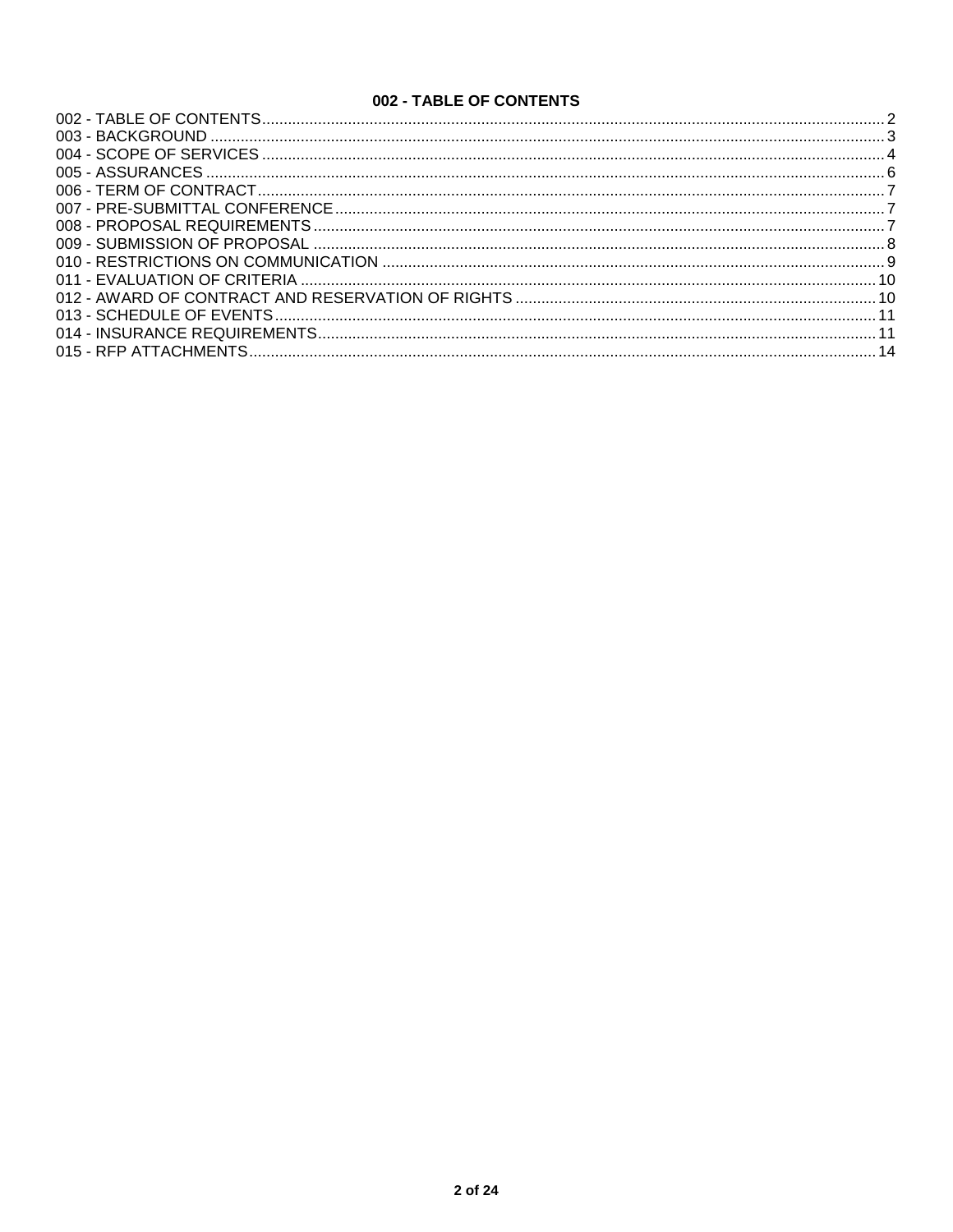## 002 - TABLE OF CONTENTS

| Section | Page |
| --- | --- |
| 002 - TABLE OF CONTENTS | 2 |
| 003 - BACKGROUND | 3 |
| 004 - SCOPE OF SERVICES | 4 |
| 005 - ASSURANCES | 6 |
| 006 - TERM OF CONTRACT | 7 |
| 007 - PRE-SUBMITTAL CONFERENCE | 7 |
| 008 - PROPOSAL REQUIREMENTS | 7 |
| 009 - SUBMISSION OF PROPOSAL | 8 |
| 010 - RESTRICTIONS ON COMMUNICATION | 9 |
| 011 - EVALUATION OF CRITERIA | 10 |
| 012 - AWARD OF CONTRACT AND RESERVATION OF RIGHTS | 10 |
| 013 - SCHEDULE OF EVENTS | 11 |
| 014 - INSURANCE REQUIREMENTS | 11 |
| 015 - RFP ATTACHMENTS | 14 |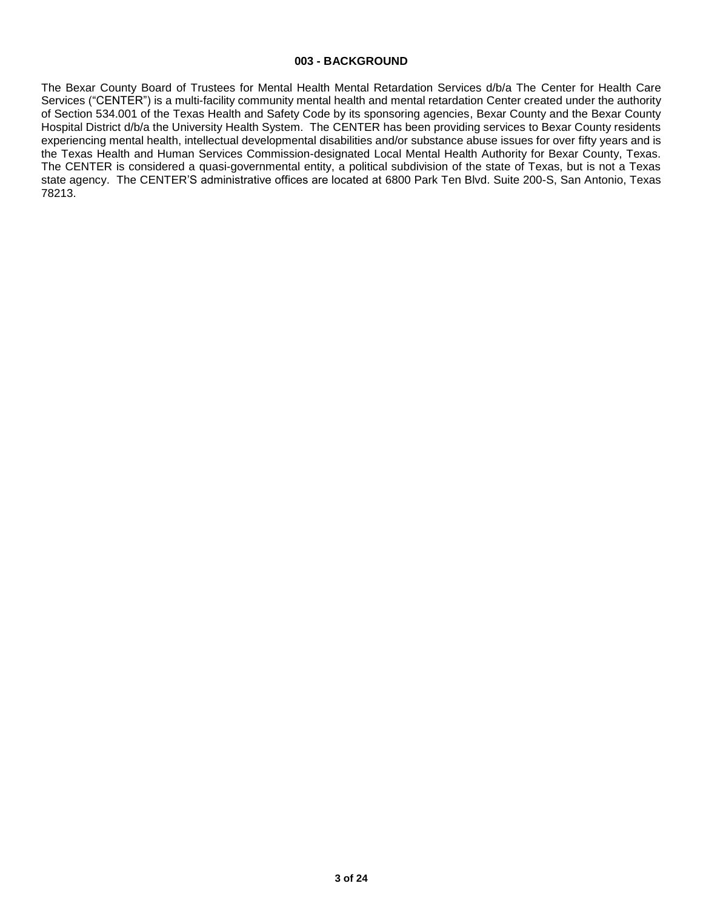## 003 - BACKGROUND

The Bexar County Board of Trustees for Mental Health Mental Retardation Services d/b/a The Center for Health Care Services ("CENTER") is a multi-facility community mental health and mental retardation Center created under the authority of Section 534.001 of the Texas Health and Safety Code by its sponsoring agencies, Bexar County and the Bexar County Hospital District d/b/a the University Health System. The CENTER has been providing services to Bexar County residents experiencing mental health, intellectual developmental disabilities and/or substance abuse issues for over fifty years and is the Texas Health and Human Services Commission-designated Local Mental Health Authority for Bexar County, Texas. The CENTER is considered a quasi-governmental entity, a political subdivision of the state of Texas, but is not a Texas state agency. The CENTER'S administrative offices are located at 6800 Park Ten Blvd. Suite 200-S, San Antonio, Texas 78213.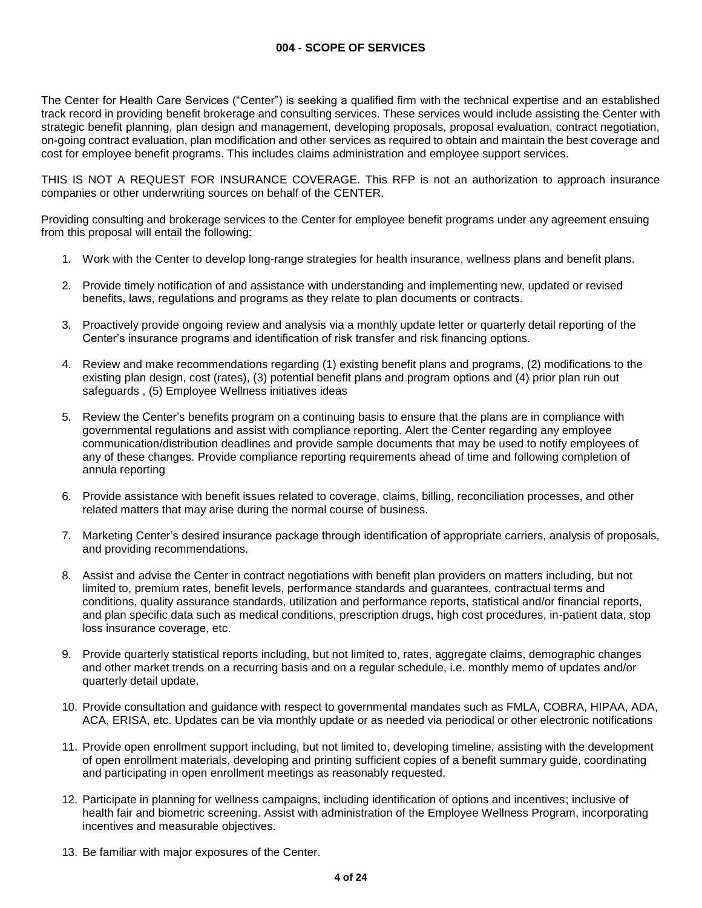## 004 - SCOPE OF SERVICES

The Center for Health Care Services ("Center") is seeking a qualified firm with the technical expertise and an established track record in providing benefit brokerage and consulting services. These services would include assisting the Center with strategic benefit planning, plan design and management, developing proposals, proposal evaluation, contract negotiation, on-going contract evaluation, plan modification and other services as required to obtain and maintain the best coverage and cost for employee benefit programs. This includes claims administration and employee support services.

THIS IS NOT A REQUEST FOR INSURANCE COVERAGE. This RFP is not an authorization to approach insurance companies or other underwriting sources on behalf of the CENTER.

Providing consulting and brokerage services to the Center for employee benefit programs under any agreement ensuing from this proposal will entail the following:

1. Work with the Center to develop long-range strategies for health insurance, wellness plans and benefit plans.
2. Provide timely notification of and assistance with understanding and implementing new, updated or revised benefits, laws, regulations and programs as they relate to plan documents or contracts.
3. Proactively provide ongoing review and analysis via a monthly update letter or quarterly detail reporting of the Center's insurance programs and identification of risk transfer and risk financing options.
4. Review and make recommendations regarding (1) existing benefit plans and programs, (2) modifications to the existing plan design, cost (rates), (3) potential benefit plans and program options and (4) prior plan run out safeguards , (5) Employee Wellness initiatives ideas
5. Review the Center's benefits program on a continuing basis to ensure that the plans are in compliance with governmental regulations and assist with compliance reporting. Alert the Center regarding any employee communication/distribution deadlines and provide sample documents that may be used to notify employees of any of these changes. Provide compliance reporting requirements ahead of time and following completion of annula reporting
6. Provide assistance with benefit issues related to coverage, claims, billing, reconciliation processes, and other related matters that may arise during the normal course of business.
7. Marketing Center's desired insurance package through identification of appropriate carriers, analysis of proposals, and providing recommendations.
8. Assist and advise the Center in contract negotiations with benefit plan providers on matters including, but not limited to, premium rates, benefit levels, performance standards and guarantees, contractual terms and conditions, quality assurance standards, utilization and performance reports, statistical and/or financial reports, and plan specific data such as medical conditions, prescription drugs, high cost procedures, in-patient data, stop loss insurance coverage, etc.
9. Provide quarterly statistical reports including, but not limited to, rates, aggregate claims, demographic changes and other market trends on a recurring basis and on a regular schedule, i.e. monthly memo of updates and/or quarterly detail update.
10. Provide consultation and guidance with respect to governmental mandates such as FMLA, COBRA, HIPAA, ADA, ACA, ERISA, etc. Updates can be via monthly update or as needed via periodical or other electronic notifications
11. Provide open enrollment support including, but not limited to, developing timeline, assisting with the development of open enrollment materials, developing and printing sufficient copies of a benefit summary guide, coordinating and participating in open enrollment meetings as reasonably requested.
12. Participate in planning for wellness campaigns, including identification of options and incentives; inclusive of health fair and biometric screening. Assist with administration of the Employee Wellness Program, incorporating incentives and measurable objectives.
13. Be familiar with major exposures of the Center.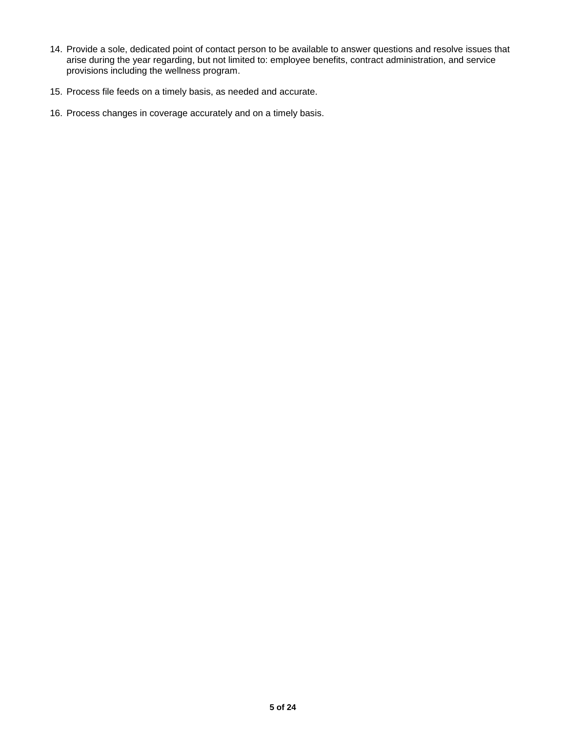14. Provide a sole, dedicated point of contact person to be available to answer questions and resolve issues that arise during the year regarding, but not limited to: employee benefits, contract administration, and service provisions including the wellness program.

15. Process file feeds on a timely basis, as needed and accurate.

16. Process changes in coverage accurately and on a timely basis.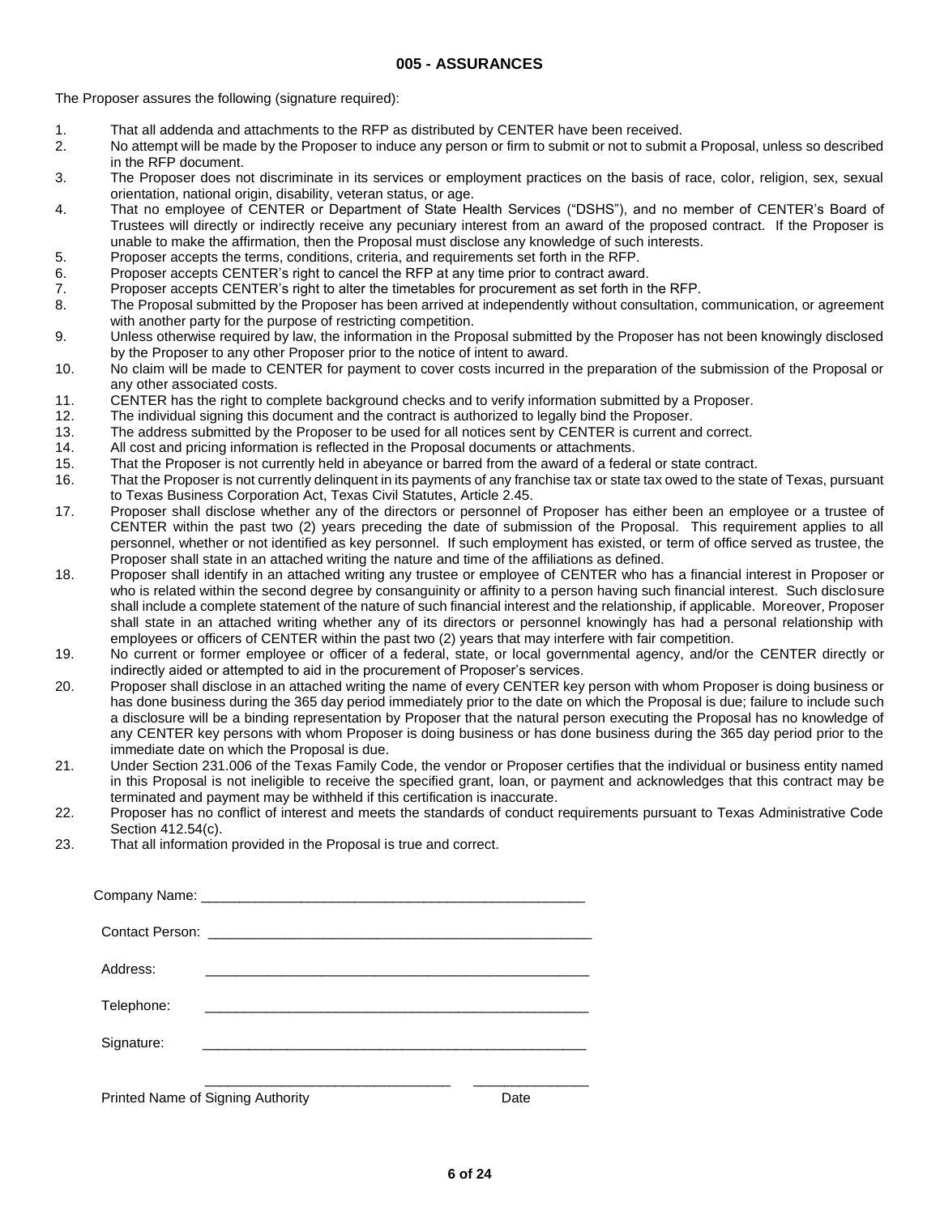## 005 - ASSURANCES

The Proposer assures the following (signature required):

1. That all addenda and attachments to the RFP as distributed by CENTER have been received.
2. No attempt will be made by the Proposer to induce any person or firm to submit or not to submit a Proposal, unless so described in the RFP document.
3. The Proposer does not discriminate in its services or employment practices on the basis of race, color, religion, sex, sexual orientation, national origin, disability, veteran status, or age.
4. That no employee of CENTER or Department of State Health Services ("DSHS"), and no member of CENTER's Board of Trustees will directly or indirectly receive any pecuniary interest from an award of the proposed contract. If the Proposer is unable to make the affirmation, then the Proposal must disclose any knowledge of such interests.
5. Proposer accepts the terms, conditions, criteria, and requirements set forth in the RFP.
6. Proposer accepts CENTER's right to cancel the RFP at any time prior to contract award.
7. Proposer accepts CENTER's right to alter the timetables for procurement as set forth in the RFP.
8. The Proposal submitted by the Proposer has been arrived at independently without consultation, communication, or agreement with another party for the purpose of restricting competition.
9. Unless otherwise required by law, the information in the Proposal submitted by the Proposer has not been knowingly disclosed by the Proposer to any other Proposer prior to the notice of intent to award.
10. No claim will be made to CENTER for payment to cover costs incurred in the preparation of the submission of the Proposal or any other associated costs.
11. CENTER has the right to complete background checks and to verify information submitted by a Proposer.
12. The individual signing this document and the contract is authorized to legally bind the Proposer.
13. The address submitted by the Proposer to be used for all notices sent by CENTER is current and correct.
14. All cost and pricing information is reflected in the Proposal documents or attachments.
15. That the Proposer is not currently held in abeyance or barred from the award of a federal or state contract.
16. That the Proposer is not currently delinquent in its payments of any franchise tax or state tax owed to the state of Texas, pursuant to Texas Business Corporation Act, Texas Civil Statutes, Article 2.45.
17. Proposer shall disclose whether any of the directors or personnel of Proposer has either been an employee or a trustee of CENTER within the past two (2) years preceding the date of submission of the Proposal. This requirement applies to all personnel, whether or not identified as key personnel. If such employment has existed, or term of office served as trustee, the Proposer shall state in an attached writing the nature and time of the affiliations as defined.
18. Proposer shall identify in an attached writing any trustee or employee of CENTER who has a financial interest in Proposer or who is related within the second degree by consanguinity or affinity to a person having such financial interest. Such disclosure shall include a complete statement of the nature of such financial interest and the relationship, if applicable. Moreover, Proposer shall state in an attached writing whether any of its directors or personnel knowingly has had a personal relationship with employees or officers of CENTER within the past two (2) years that may interfere with fair competition.
19. No current or former employee or officer of a federal, state, or local governmental agency, and/or the CENTER directly or indirectly aided or attempted to aid in the procurement of Proposer's services.
20. Proposer shall disclose in an attached writing the name of every CENTER key person with whom Proposer is doing business or has done business during the 365 day period immediately prior to the date on which the Proposal is due; failure to include such a disclosure will be a binding representation by Proposer that the natural person executing the Proposal has no knowledge of any CENTER key persons with whom Proposer is doing business or has done business during the 365 day period prior to the immediate date on which the Proposal is due.
21. Under Section 231.006 of the Texas Family Code, the vendor or Proposer certifies that the individual or business entity named in this Proposal is not ineligible to receive the specified grant, loan, or payment and acknowledges that this contract may be terminated and payment may be withheld if this certification is inaccurate.
22. Proposer has no conflict of interest and meets the standards of conduct requirements pursuant to Texas Administrative Code Section 412.54(c).
23. That all information provided in the Proposal is true and correct.

Company Name: ____________________________________________________

Contact Person: ____________________________________________________

Address: ____________________________________________________

Telephone: ____________________________________________________

Signature: ____________________________________________________

________________________________ ________________

Printed Name of Signing Authority Date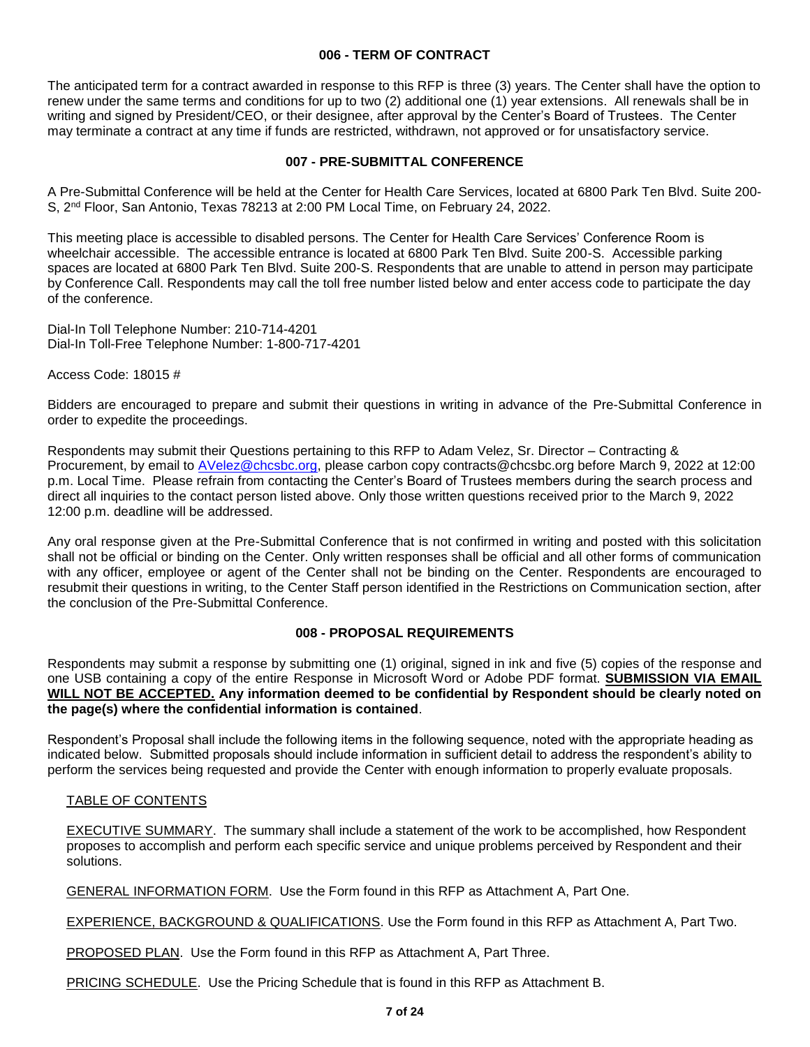## 006 - TERM OF CONTRACT

The anticipated term for a contract awarded in response to this RFP is three (3) years. The Center shall have the option to renew under the same terms and conditions for up to two (2) additional one (1) year extensions. All renewals shall be in writing and signed by President/CEO, or their designee, after approval by the Center's Board of Trustees. The Center may terminate a contract at any time if funds are restricted, withdrawn, not approved or for unsatisfactory service.

## 007 - PRE-SUBMITTAL CONFERENCE

A Pre-Submittal Conference will be held at the Center for Health Care Services, located at 6800 Park Ten Blvd. Suite 200-S, 2nd Floor, San Antonio, Texas 78213 at 2:00 PM Local Time, on February 24, 2022.

This meeting place is accessible to disabled persons. The Center for Health Care Services' Conference Room is wheelchair accessible. The accessible entrance is located at 6800 Park Ten Blvd. Suite 200-S. Accessible parking spaces are located at 6800 Park Ten Blvd. Suite 200-S. Respondents that are unable to attend in person may participate by Conference Call. Respondents may call the toll free number listed below and enter access code to participate the day of the conference.

Dial-In Toll Telephone Number: 210-714-4201
Dial-In Toll-Free Telephone Number: 1-800-717-4201

Access Code: 18015 #

Bidders are encouraged to prepare and submit their questions in writing in advance of the Pre-Submittal Conference in order to expedite the proceedings.

Respondents may submit their Questions pertaining to this RFP to Adam Velez, Sr. Director – Contracting & Procurement, by email to AVelez@chcsbc.org, please carbon copy contracts@chcsbc.org before March 9, 2022 at 12:00 p.m. Local Time. Please refrain from contacting the Center's Board of Trustees members during the search process and direct all inquiries to the contact person listed above. Only those written questions received prior to the March 9, 2022 12:00 p.m. deadline will be addressed.

Any oral response given at the Pre-Submittal Conference that is not confirmed in writing and posted with this solicitation shall not be official or binding on the Center. Only written responses shall be official and all other forms of communication with any officer, employee or agent of the Center shall not be binding on the Center. Respondents are encouraged to resubmit their questions in writing, to the Center Staff person identified in the Restrictions on Communication section, after the conclusion of the Pre-Submittal Conference.

## 008 - PROPOSAL REQUIREMENTS

Respondents may submit a response by submitting one (1) original, signed in ink and five (5) copies of the response and one USB containing a copy of the entire Response in Microsoft Word or Adobe PDF format. **SUBMISSION VIA EMAIL WILL NOT BE ACCEPTED. Any information deemed to be confidential by Respondent should be clearly noted on the page(s) where the confidential information is contained**.

Respondent's Proposal shall include the following items in the following sequence, noted with the appropriate heading as indicated below. Submitted proposals should include information in sufficient detail to address the respondent's ability to perform the services being requested and provide the Center with enough information to properly evaluate proposals.

TABLE OF CONTENTS

EXECUTIVE SUMMARY. The summary shall include a statement of the work to be accomplished, how Respondent proposes to accomplish and perform each specific service and unique problems perceived by Respondent and their solutions.

GENERAL INFORMATION FORM. Use the Form found in this RFP as Attachment A, Part One.

EXPERIENCE, BACKGROUND & QUALIFICATIONS. Use the Form found in this RFP as Attachment A, Part Two.

PROPOSED PLAN. Use the Form found in this RFP as Attachment A, Part Three.

PRICING SCHEDULE. Use the Pricing Schedule that is found in this RFP as Attachment B.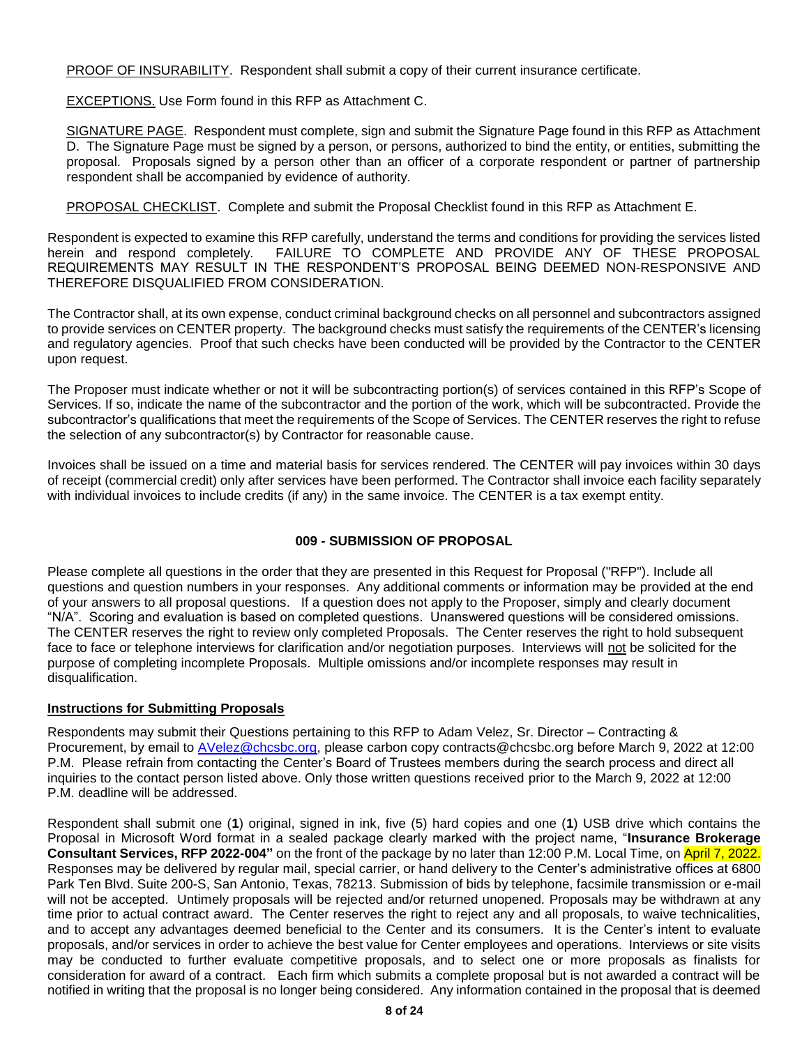PROOF OF INSURABILITY. Respondent shall submit a copy of their current insurance certificate.

EXCEPTIONS. Use Form found in this RFP as Attachment C.

SIGNATURE PAGE. Respondent must complete, sign and submit the Signature Page found in this RFP as Attachment D. The Signature Page must be signed by a person, or persons, authorized to bind the entity, or entities, submitting the proposal. Proposals signed by a person other than an officer of a corporate respondent or partner of partnership respondent shall be accompanied by evidence of authority.

PROPOSAL CHECKLIST. Complete and submit the Proposal Checklist found in this RFP as Attachment E.

Respondent is expected to examine this RFP carefully, understand the terms and conditions for providing the services listed herein and respond completely. FAILURE TO COMPLETE AND PROVIDE ANY OF THESE PROPOSAL REQUIREMENTS MAY RESULT IN THE RESPONDENT'S PROPOSAL BEING DEEMED NON-RESPONSIVE AND THEREFORE DISQUALIFIED FROM CONSIDERATION.

The Contractor shall, at its own expense, conduct criminal background checks on all personnel and subcontractors assigned to provide services on CENTER property. The background checks must satisfy the requirements of the CENTER's licensing and regulatory agencies. Proof that such checks have been conducted will be provided by the Contractor to the CENTER upon request.

The Proposer must indicate whether or not it will be subcontracting portion(s) of services contained in this RFP's Scope of Services. If so, indicate the name of the subcontractor and the portion of the work, which will be subcontracted. Provide the subcontractor's qualifications that meet the requirements of the Scope of Services. The CENTER reserves the right to refuse the selection of any subcontractor(s) by Contractor for reasonable cause.

Invoices shall be issued on a time and material basis for services rendered. The CENTER will pay invoices within 30 days of receipt (commercial credit) only after services have been performed. The Contractor shall invoice each facility separately with individual invoices to include credits (if any) in the same invoice. The CENTER is a tax exempt entity.

## 009 - SUBMISSION OF PROPOSAL

Please complete all questions in the order that they are presented in this Request for Proposal ("RFP"). Include all questions and question numbers in your responses. Any additional comments or information may be provided at the end of your answers to all proposal questions. If a question does not apply to the Proposer, simply and clearly document "N/A". Scoring and evaluation is based on completed questions. Unanswered questions will be considered omissions. The CENTER reserves the right to review only completed Proposals. The Center reserves the right to hold subsequent face to face or telephone interviews for clarification and/or negotiation purposes. Interviews will not be solicited for the purpose of completing incomplete Proposals. Multiple omissions and/or incomplete responses may result in disqualification.

### Instructions for Submitting Proposals

Respondents may submit their Questions pertaining to this RFP to Adam Velez, Sr. Director – Contracting & Procurement, by email to AVelez@chcsbc.org, please carbon copy contracts@chcsbc.org before March 9, 2022 at 12:00 P.M. Please refrain from contacting the Center's Board of Trustees members during the search process and direct all inquiries to the contact person listed above. Only those written questions received prior to the March 9, 2022 at 12:00 P.M. deadline will be addressed.

Respondent shall submit one (**1**) original, signed in ink, five (5) hard copies and one (**1**) USB drive which contains the Proposal in Microsoft Word format in a sealed package clearly marked with the project name, "**Insurance Brokerage Consultant Services, RFP 2022-004"** on the front of the package by no later than 12:00 P.M. Local Time, on April 7, 2022. Responses may be delivered by regular mail, special carrier, or hand delivery to the Center's administrative offices at 6800 Park Ten Blvd. Suite 200-S, San Antonio, Texas, 78213. Submission of bids by telephone, facsimile transmission or e-mail will not be accepted. Untimely proposals will be rejected and/or returned unopened. Proposals may be withdrawn at any time prior to actual contract award. The Center reserves the right to reject any and all proposals, to waive technicalities, and to accept any advantages deemed beneficial to the Center and its consumers. It is the Center's intent to evaluate proposals, and/or services in order to achieve the best value for Center employees and operations. Interviews or site visits may be conducted to further evaluate competitive proposals, and to select one or more proposals as finalists for consideration for award of a contract. Each firm which submits a complete proposal but is not awarded a contract will be notified in writing that the proposal is no longer being considered. Any information contained in the proposal that is deemed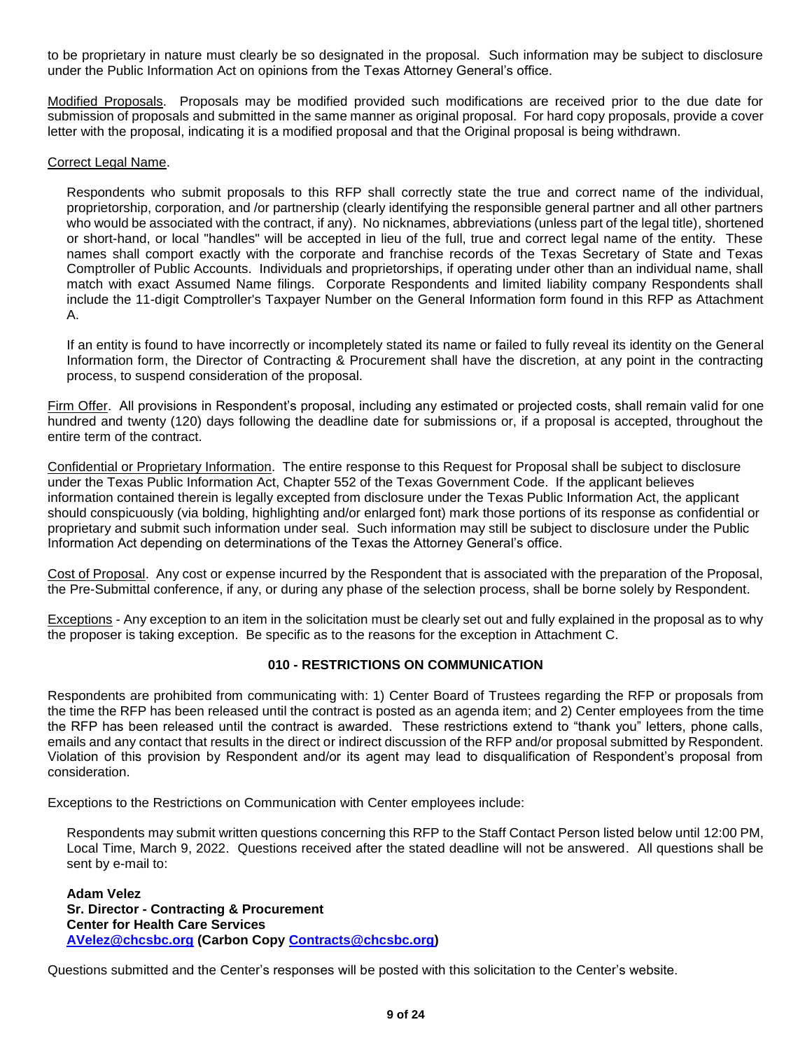to be proprietary in nature must clearly be so designated in the proposal. Such information may be subject to disclosure under the Public Information Act on opinions from the Texas Attorney General's office.

Modified Proposals. Proposals may be modified provided such modifications are received prior to the due date for submission of proposals and submitted in the same manner as original proposal. For hard copy proposals, provide a cover letter with the proposal, indicating it is a modified proposal and that the Original proposal is being withdrawn.

Correct Legal Name.

Respondents who submit proposals to this RFP shall correctly state the true and correct name of the individual, proprietorship, corporation, and /or partnership (clearly identifying the responsible general partner and all other partners who would be associated with the contract, if any). No nicknames, abbreviations (unless part of the legal title), shortened or short-hand, or local "handles" will be accepted in lieu of the full, true and correct legal name of the entity. These names shall comport exactly with the corporate and franchise records of the Texas Secretary of State and Texas Comptroller of Public Accounts. Individuals and proprietorships, if operating under other than an individual name, shall match with exact Assumed Name filings. Corporate Respondents and limited liability company Respondents shall include the 11-digit Comptroller's Taxpayer Number on the General Information form found in this RFP as Attachment A.

If an entity is found to have incorrectly or incompletely stated its name or failed to fully reveal its identity on the General Information form, the Director of Contracting & Procurement shall have the discretion, at any point in the contracting process, to suspend consideration of the proposal.

Firm Offer. All provisions in Respondent's proposal, including any estimated or projected costs, shall remain valid for one hundred and twenty (120) days following the deadline date for submissions or, if a proposal is accepted, throughout the entire term of the contract.

Confidential or Proprietary Information. The entire response to this Request for Proposal shall be subject to disclosure under the Texas Public Information Act, Chapter 552 of the Texas Government Code. If the applicant believes information contained therein is legally excepted from disclosure under the Texas Public Information Act, the applicant should conspicuously (via bolding, highlighting and/or enlarged font) mark those portions of its response as confidential or proprietary and submit such information under seal. Such information may still be subject to disclosure under the Public Information Act depending on determinations of the Texas the Attorney General's office.

Cost of Proposal. Any cost or expense incurred by the Respondent that is associated with the preparation of the Proposal, the Pre-Submittal conference, if any, or during any phase of the selection process, shall be borne solely by Respondent.

Exceptions - Any exception to an item in the solicitation must be clearly set out and fully explained in the proposal as to why the proposer is taking exception. Be specific as to the reasons for the exception in Attachment C.

## 010 - RESTRICTIONS ON COMMUNICATION

Respondents are prohibited from communicating with: 1) Center Board of Trustees regarding the RFP or proposals from the time the RFP has been released until the contract is posted as an agenda item; and 2) Center employees from the time the RFP has been released until the contract is awarded. These restrictions extend to "thank you" letters, phone calls, emails and any contact that results in the direct or indirect discussion of the RFP and/or proposal submitted by Respondent. Violation of this provision by Respondent and/or its agent may lead to disqualification of Respondent's proposal from consideration.

Exceptions to the Restrictions on Communication with Center employees include:

Respondents may submit written questions concerning this RFP to the Staff Contact Person listed below until 12:00 PM, Local Time, March 9, 2022. Questions received after the stated deadline will not be answered. All questions shall be sent by e-mail to:

**Adam Velez**
**Sr. Director - Contracting & Procurement**
**Center for Health Care Services**
**AVelez@chcsbc.org (Carbon Copy Contracts@chcsbc.org)**

Questions submitted and the Center's responses will be posted with this solicitation to the Center's website.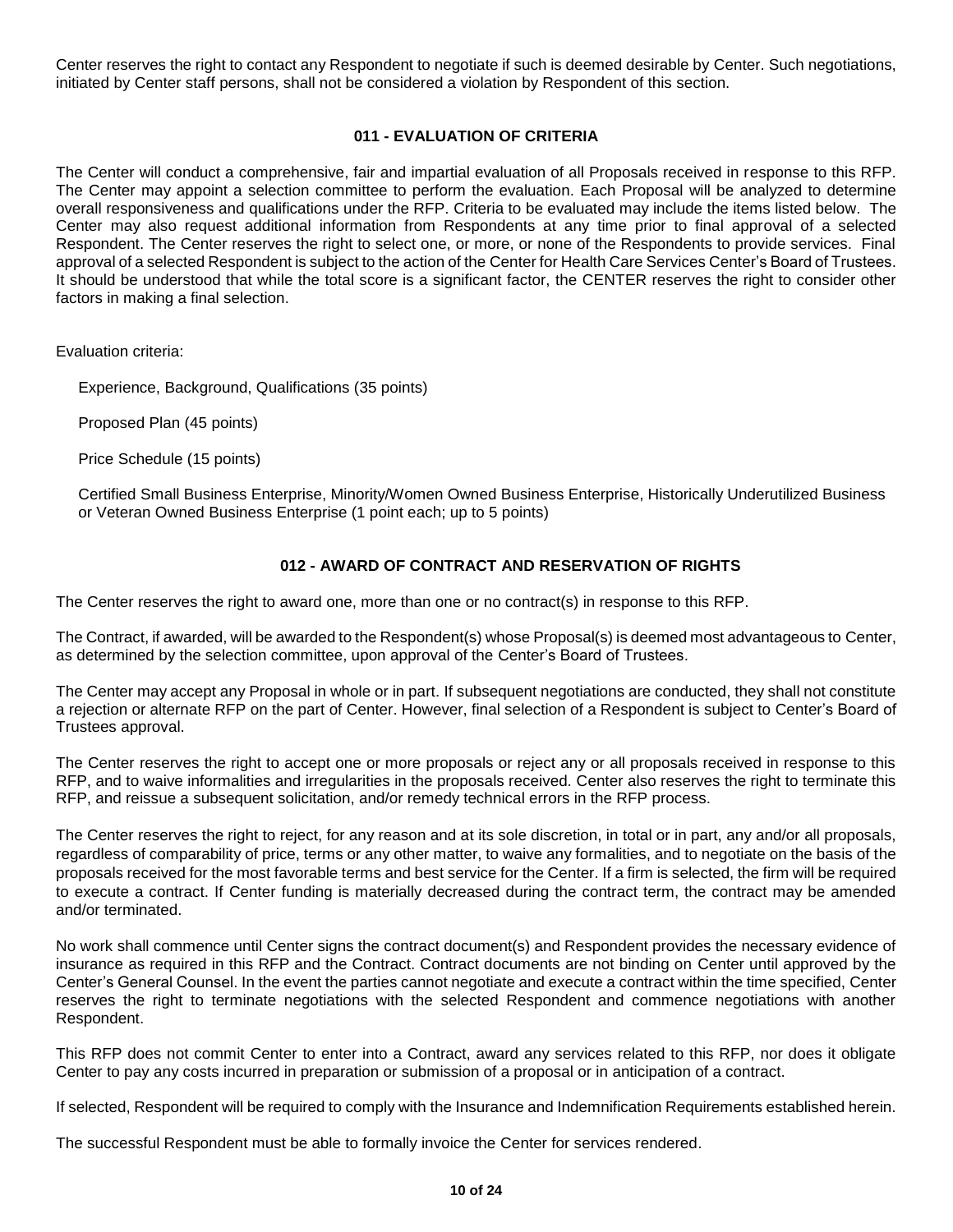Center reserves the right to contact any Respondent to negotiate if such is deemed desirable by Center. Such negotiations, initiated by Center staff persons, shall not be considered a violation by Respondent of this section.

## 011 - EVALUATION OF CRITERIA

The Center will conduct a comprehensive, fair and impartial evaluation of all Proposals received in response to this RFP. The Center may appoint a selection committee to perform the evaluation. Each Proposal will be analyzed to determine overall responsiveness and qualifications under the RFP. Criteria to be evaluated may include the items listed below. The Center may also request additional information from Respondents at any time prior to final approval of a selected Respondent. The Center reserves the right to select one, or more, or none of the Respondents to provide services. Final approval of a selected Respondent is subject to the action of the Center for Health Care Services Center's Board of Trustees. It should be understood that while the total score is a significant factor, the CENTER reserves the right to consider other factors in making a final selection.

Evaluation criteria:

Experience, Background, Qualifications (35 points)

Proposed Plan (45 points)

Price Schedule (15 points)

Certified Small Business Enterprise, Minority/Women Owned Business Enterprise, Historically Underutilized Business or Veteran Owned Business Enterprise (1 point each; up to 5 points)

## 012 - AWARD OF CONTRACT AND RESERVATION OF RIGHTS

The Center reserves the right to award one, more than one or no contract(s) in response to this RFP.

The Contract, if awarded, will be awarded to the Respondent(s) whose Proposal(s) is deemed most advantageous to Center, as determined by the selection committee, upon approval of the Center's Board of Trustees.

The Center may accept any Proposal in whole or in part. If subsequent negotiations are conducted, they shall not constitute a rejection or alternate RFP on the part of Center. However, final selection of a Respondent is subject to Center's Board of Trustees approval.

The Center reserves the right to accept one or more proposals or reject any or all proposals received in response to this RFP, and to waive informalities and irregularities in the proposals received. Center also reserves the right to terminate this RFP, and reissue a subsequent solicitation, and/or remedy technical errors in the RFP process.

The Center reserves the right to reject, for any reason and at its sole discretion, in total or in part, any and/or all proposals, regardless of comparability of price, terms or any other matter, to waive any formalities, and to negotiate on the basis of the proposals received for the most favorable terms and best service for the Center. If a firm is selected, the firm will be required to execute a contract. If Center funding is materially decreased during the contract term, the contract may be amended and/or terminated.

No work shall commence until Center signs the contract document(s) and Respondent provides the necessary evidence of insurance as required in this RFP and the Contract. Contract documents are not binding on Center until approved by the Center's General Counsel. In the event the parties cannot negotiate and execute a contract within the time specified, Center reserves the right to terminate negotiations with the selected Respondent and commence negotiations with another Respondent.

This RFP does not commit Center to enter into a Contract, award any services related to this RFP, nor does it obligate Center to pay any costs incurred in preparation or submission of a proposal or in anticipation of a contract.

If selected, Respondent will be required to comply with the Insurance and Indemnification Requirements established herein.

The successful Respondent must be able to formally invoice the Center for services rendered.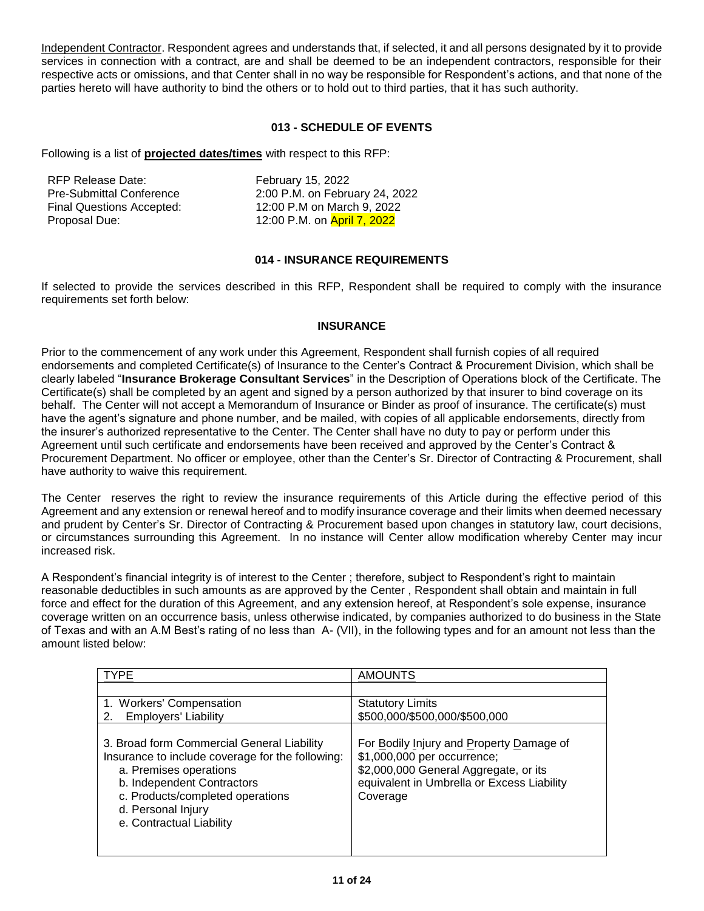Independent Contractor. Respondent agrees and understands that, if selected, it and all persons designated by it to provide services in connection with a contract, are and shall be deemed to be an independent contractors, responsible for their respective acts or omissions, and that Center shall in no way be responsible for Respondent's actions, and that none of the parties hereto will have authority to bind the others or to hold out to third parties, that it has such authority.

### 013 - SCHEDULE OF EVENTS

Following is a list of **projected dates/times** with respect to this RFP:

| | |
|---|---|
| RFP Release Date: | February 15, 2022 |
| Pre-Submittal Conference | 2:00 P.M. on February 24, 2022 |
| Final Questions Accepted: | 12:00 P.M on March 9, 2022 |
| Proposal Due: | 12:00 P.M. on April 7, 2022 |

### 014 - INSURANCE REQUIREMENTS

If selected to provide the services described in this RFP, Respondent shall be required to comply with the insurance requirements set forth below:

#### INSURANCE

Prior to the commencement of any work under this Agreement, Respondent shall furnish copies of all required endorsements and completed Certificate(s) of Insurance to the Center's Contract & Procurement Division, which shall be clearly labeled "**Insurance Brokerage Consultant Services**" in the Description of Operations block of the Certificate. The Certificate(s) shall be completed by an agent and signed by a person authorized by that insurer to bind coverage on its behalf. The Center will not accept a Memorandum of Insurance or Binder as proof of insurance. The certificate(s) must have the agent's signature and phone number, and be mailed, with copies of all applicable endorsements, directly from the insurer's authorized representative to the Center. The Center shall have no duty to pay or perform under this Agreement until such certificate and endorsements have been received and approved by the Center's Contract & Procurement Department. No officer or employee, other than the Center's Sr. Director of Contracting & Procurement, shall have authority to waive this requirement.

The Center reserves the right to review the insurance requirements of this Article during the effective period of this Agreement and any extension or renewal hereof and to modify insurance coverage and their limits when deemed necessary and prudent by Center's Sr. Director of Contracting & Procurement based upon changes in statutory law, court decisions, or circumstances surrounding this Agreement. In no instance will Center allow modification whereby Center may incur increased risk.

A Respondent's financial integrity is of interest to the Center ; therefore, subject to Respondent's right to maintain reasonable deductibles in such amounts as are approved by the Center , Respondent shall obtain and maintain in full force and effect for the duration of this Agreement, and any extension hereof, at Respondent's sole expense, insurance coverage written on an occurrence basis, unless otherwise indicated, by companies authorized to do business in the State of Texas and with an A.M Best's rating of no less than A- (VII), in the following types and for an amount not less than the amount listed below:

| TYPE | AMOUNTS |
|---|---|
| 1. Workers' Compensation<br>2. Employers' Liability | Statutory Limits<br>$500,000/$500,000/$500,000 |
| 3. Broad form Commercial General Liability Insurance to include coverage for the following:<br>a. Premises operations<br>b. Independent Contractors<br>c. Products/completed operations<br>d. Personal Injury<br>e. Contractual Liability | For Bodily Injury and Property Damage of $1,000,000 per occurrence;<br>$2,000,000 General Aggregate, or its equivalent in Umbrella or Excess Liability Coverage |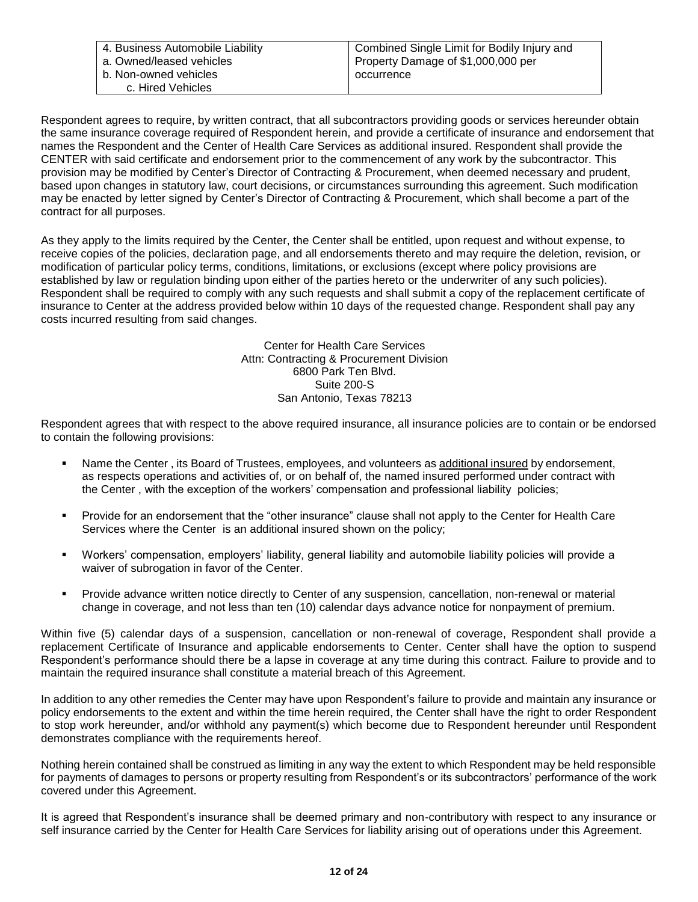| 4. Business Automobile Liability<br>a. Owned/leased vehicles<br>b. Non-owned vehicles<br>c. Hired Vehicles | Combined Single Limit for Bodily Injury and Property Damage of $1,000,000 per occurrence |
|---|---|

Respondent agrees to require, by written contract, that all subcontractors providing goods or services hereunder obtain the same insurance coverage required of Respondent herein, and provide a certificate of insurance and endorsement that names the Respondent and the Center of Health Care Services as additional insured. Respondent shall provide the CENTER with said certificate and endorsement prior to the commencement of any work by the subcontractor. This provision may be modified by Center's Director of Contracting & Procurement, when deemed necessary and prudent, based upon changes in statutory law, court decisions, or circumstances surrounding this agreement. Such modification may be enacted by letter signed by Center's Director of Contracting & Procurement, which shall become a part of the contract for all purposes.

As they apply to the limits required by the Center, the Center shall be entitled, upon request and without expense, to receive copies of the policies, declaration page, and all endorsements thereto and may require the deletion, revision, or modification of particular policy terms, conditions, limitations, or exclusions (except where policy provisions are established by law or regulation binding upon either of the parties hereto or the underwriter of any such policies). Respondent shall be required to comply with any such requests and shall submit a copy of the replacement certificate of insurance to Center at the address provided below within 10 days of the requested change. Respondent shall pay any costs incurred resulting from said changes.

Center for Health Care Services
Attn: Contracting & Procurement Division
6800 Park Ten Blvd.
Suite 200-S
San Antonio, Texas 78213

Respondent agrees that with respect to the above required insurance, all insurance policies are to contain or be endorsed to contain the following provisions:

- Name the Center , its Board of Trustees, employees, and volunteers as additional insured by endorsement, as respects operations and activities of, or on behalf of, the named insured performed under contract with the Center , with the exception of the workers' compensation and professional liability policies;
- Provide for an endorsement that the "other insurance" clause shall not apply to the Center for Health Care Services where the Center is an additional insured shown on the policy;
- Workers' compensation, employers' liability, general liability and automobile liability policies will provide a waiver of subrogation in favor of the Center.
- Provide advance written notice directly to Center of any suspension, cancellation, non-renewal or material change in coverage, and not less than ten (10) calendar days advance notice for nonpayment of premium.

Within five (5) calendar days of a suspension, cancellation or non-renewal of coverage, Respondent shall provide a replacement Certificate of Insurance and applicable endorsements to Center. Center shall have the option to suspend Respondent's performance should there be a lapse in coverage at any time during this contract. Failure to provide and to maintain the required insurance shall constitute a material breach of this Agreement.

In addition to any other remedies the Center may have upon Respondent's failure to provide and maintain any insurance or policy endorsements to the extent and within the time herein required, the Center shall have the right to order Respondent to stop work hereunder, and/or withhold any payment(s) which become due to Respondent hereunder until Respondent demonstrates compliance with the requirements hereof.

Nothing herein contained shall be construed as limiting in any way the extent to which Respondent may be held responsible for payments of damages to persons or property resulting from Respondent's or its subcontractors' performance of the work covered under this Agreement.

It is agreed that Respondent's insurance shall be deemed primary and non-contributory with respect to any insurance or self insurance carried by the Center for Health Care Services for liability arising out of operations under this Agreement.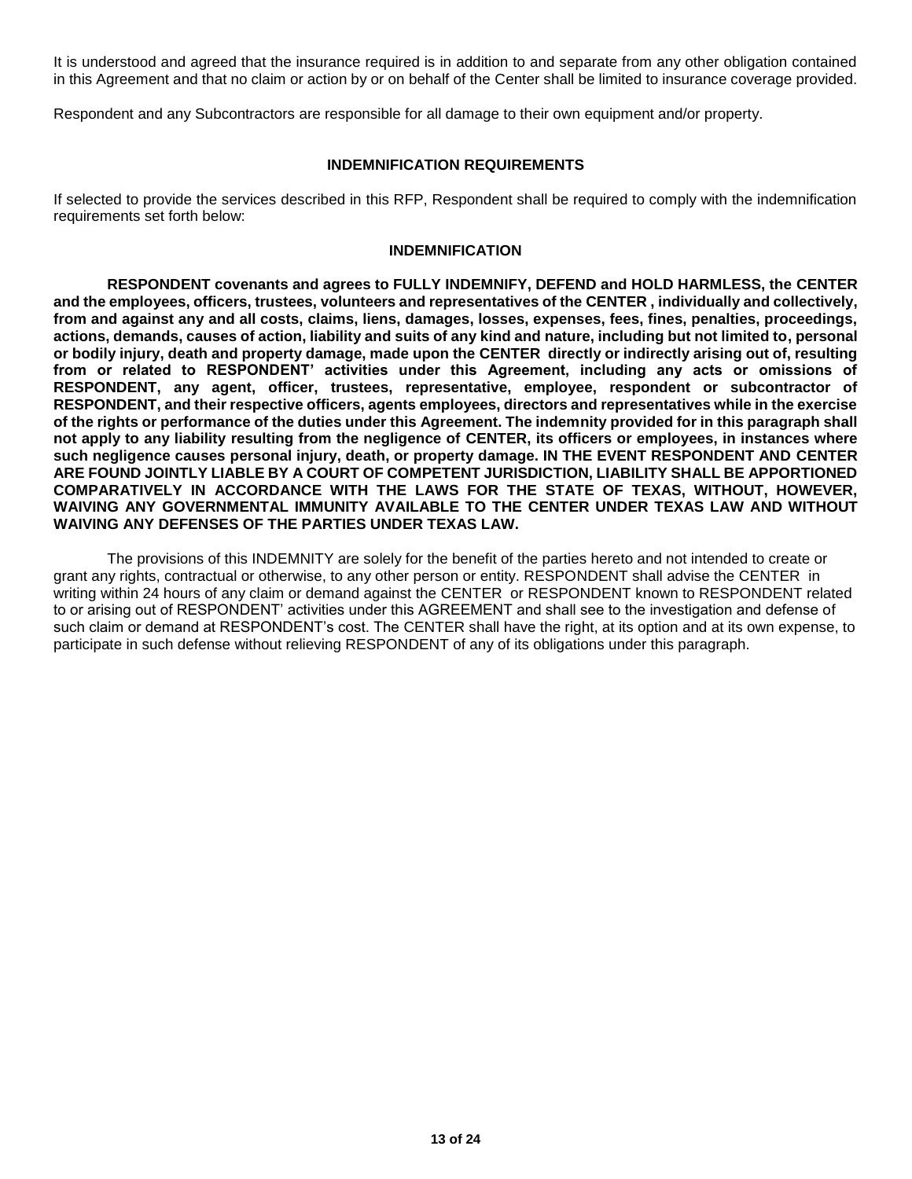It is understood and agreed that the insurance required is in addition to and separate from any other obligation contained in this Agreement and that no claim or action by or on behalf of the Center shall be limited to insurance coverage provided.

Respondent and any Subcontractors are responsible for all damage to their own equipment and/or property.

## INDEMNIFICATION REQUIREMENTS

If selected to provide the services described in this RFP, Respondent shall be required to comply with the indemnification requirements set forth below:

### INDEMNIFICATION

**RESPONDENT covenants and agrees to FULLY INDEMNIFY, DEFEND and HOLD HARMLESS, the CENTER and the employees, officers, trustees, volunteers and representatives of the CENTER , individually and collectively, from and against any and all costs, claims, liens, damages, losses, expenses, fees, fines, penalties, proceedings, actions, demands, causes of action, liability and suits of any kind and nature, including but not limited to, personal or bodily injury, death and property damage, made upon the CENTER directly or indirectly arising out of, resulting from or related to RESPONDENT' activities under this Agreement, including any acts or omissions of RESPONDENT, any agent, officer, trustees, representative, employee, respondent or subcontractor of RESPONDENT, and their respective officers, agents employees, directors and representatives while in the exercise of the rights or performance of the duties under this Agreement. The indemnity provided for in this paragraph shall not apply to any liability resulting from the negligence of CENTER, its officers or employees, in instances where such negligence causes personal injury, death, or property damage. IN THE EVENT RESPONDENT AND CENTER ARE FOUND JOINTLY LIABLE BY A COURT OF COMPETENT JURISDICTION, LIABILITY SHALL BE APPORTIONED COMPARATIVELY IN ACCORDANCE WITH THE LAWS FOR THE STATE OF TEXAS, WITHOUT, HOWEVER, WAIVING ANY GOVERNMENTAL IMMUNITY AVAILABLE TO THE CENTER UNDER TEXAS LAW AND WITHOUT WAIVING ANY DEFENSES OF THE PARTIES UNDER TEXAS LAW.**

The provisions of this INDEMNITY are solely for the benefit of the parties hereto and not intended to create or grant any rights, contractual or otherwise, to any other person or entity. RESPONDENT shall advise the CENTER in writing within 24 hours of any claim or demand against the CENTER or RESPONDENT known to RESPONDENT related to or arising out of RESPONDENT' activities under this AGREEMENT and shall see to the investigation and defense of such claim or demand at RESPONDENT's cost. The CENTER shall have the right, at its option and at its own expense, to participate in such defense without relieving RESPONDENT of any of its obligations under this paragraph.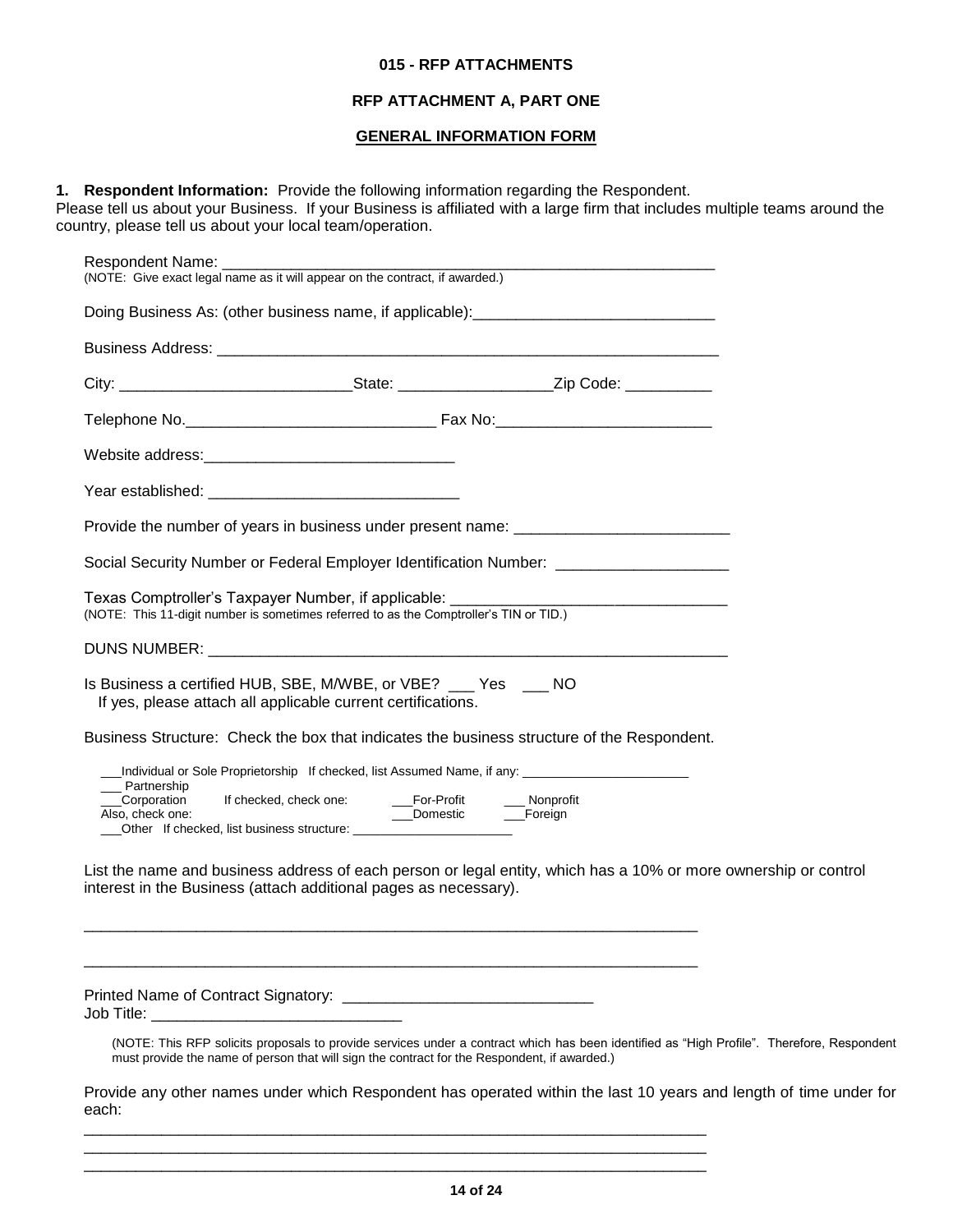**015 - RFP ATTACHMENTS**

**RFP ATTACHMENT A, PART ONE**

**GENERAL INFORMATION FORM**

**1. Respondent Information:** Provide the following information regarding the Respondent.
Please tell us about your Business. If your Business is affiliated with a large firm that includes multiple teams around the country, please tell us about your local team/operation.

Respondent Name: ___________________________________________________________
(NOTE: Give exact legal name as it will appear on the contract, if awarded.)

Doing Business As: (other business name, if applicable):____________________________

Business Address: ___________________________________________________________

City: ___________________________State: _________________Zip Code: __________

Telephone No.____________________________ Fax No:________________________

Website address:____________________________

Year established: ____________________________

Provide the number of years in business under present name: ________________________

Social Security Number or Federal Employer Identification Number: ___________________

Texas Comptroller's Taxpayer Number, if applicable: _______________________________
(NOTE: This 11-digit number is sometimes referred to as the Comptroller's TIN or TID.)

DUNS NUMBER: _____________________________________________________________

Is Business a certified HUB, SBE, M/WBE, or VBE? ___ Yes ___ NO
If yes, please attach all applicable current certifications.

Business Structure: Check the box that indicates the business structure of the Respondent.

___Individual or Sole Proprietorship If checked, list Assumed Name, if any: _______________________
___ Partnership
___Corporation If checked, check one: ___For-Profit ___ Nonprofit
Also, check one: ___Domestic ___Foreign
___Other If checked, list business structure: ______________________

List the name and business address of each person or legal entity, which has a 10% or more ownership or control interest in the Business (attach additional pages as necessary).

_________________________________________________________________________

_________________________________________________________________________

Printed Name of Contract Signatory: ____________________________
Job Title: ____________________________

(NOTE: This RFP solicits proposals to provide services under a contract which has been identified as "High Profile". Therefore, Respondent must provide the name of person that will sign the contract for the Respondent, if awarded.)

Provide any other names under which Respondent has operated within the last 10 years and length of time under for each:

_________________________________________________________________________
_________________________________________________________________________
_________________________________________________________________________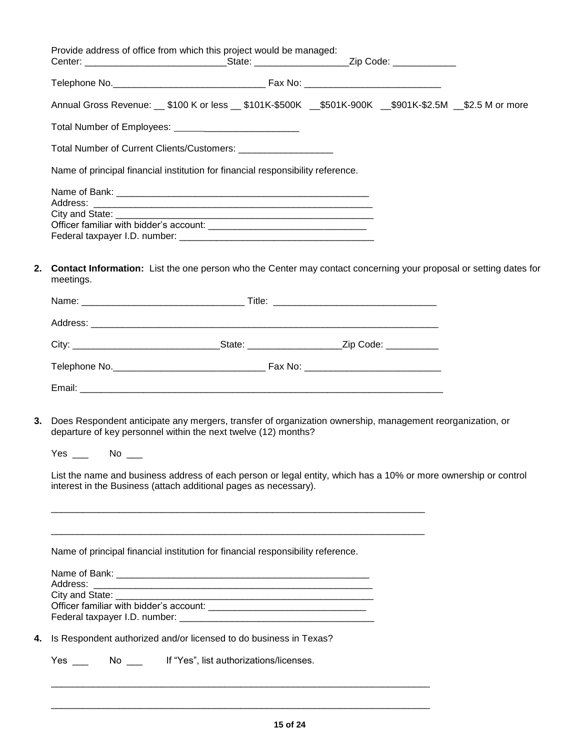Provide address of office from which this project would be managed:
Center: ___________________________State: __________________Zip Code: ____________

Telephone No.______________________________ Fax No: __________________________

Annual Gross Revenue: __ $100 K or less __ $101K-$500K __$501K-900K __$901K-$2.5M __$2.5 M or more

Total Number of Employees: ________________________

Total Number of Current Clients/Customers: __________________

Name of principal financial institution for financial responsibility reference.

Name of Bank: __________________________________________________
Address: _______________________________________________________
City and State: ___________________________________________________
Officer familiar with bidder's account: ______________________________
Federal taxpayer I.D. number: _____________________________________

2. **Contact Information:** List the one person who the Center may contact concerning your proposal or setting dates for meetings.

Name: _______________________________ Title: _______________________________

Address: ____________________________________________________________________

City: ____________________________State: __________________Zip Code: __________

Telephone No.______________________________ Fax No: __________________________

Email: _______________________________________________________________________

3. Does Respondent anticipate any mergers, transfer of organization ownership, management reorganization, or departure of key personnel within the next twelve (12) months?

Yes ___ No ___

List the name and business address of each person or legal entity, which has a 10% or more ownership or control interest in the Business (attach additional pages as necessary).

___________________________________________________________________________

___________________________________________________________________________

Name of principal financial institution for financial responsibility reference.

Name of Bank: __________________________________________________
Address: _______________________________________________________
City and State: ___________________________________________________
Officer familiar with bidder's account: ______________________________
Federal taxpayer I.D. number: _____________________________________

4. Is Respondent authorized and/or licensed to do business in Texas?

Yes ___ No ___ If "Yes", list authorizations/licenses.

___________________________________________________________________________

___________________________________________________________________________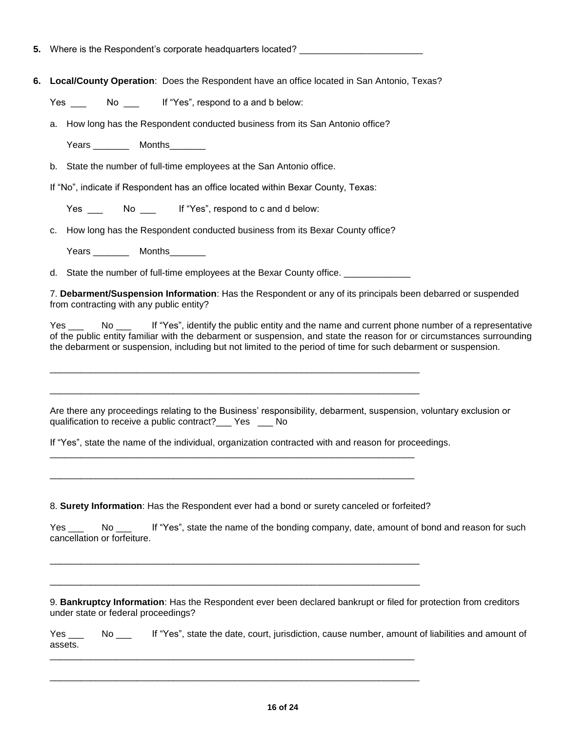**5.** Where is the Respondent's corporate headquarters located? ________________________

**6.** **Local/County Operation**: Does the Respondent have an office located in San Antonio, Texas?

Yes ___ No ___ If "Yes", respond to a and b below:

a. How long has the Respondent conducted business from its San Antonio office?

Years _______ Months_______

b. State the number of full-time employees at the San Antonio office.

If "No", indicate if Respondent has an office located within Bexar County, Texas:

Yes ___ No ___ If "Yes", respond to c and d below:

c. How long has the Respondent conducted business from its Bexar County office?

Years _______ Months_______

d. State the number of full-time employees at the Bexar County office. _____________

7. **Debarment/Suspension Information**: Has the Respondent or any of its principals been debarred or suspended from contracting with any public entity?

Yes ___ No ___ If "Yes", identify the public entity and the name and current phone number of a representative of the public entity familiar with the debarment or suspension, and state the reason for or circumstances surrounding the debarment or suspension, including but not limited to the period of time for such debarment or suspension.

___________________________________________________________________________

___________________________________________________________________________

Are there any proceedings relating to the Business' responsibility, debarment, suspension, voluntary exclusion or qualification to receive a public contract?___ Yes ___ No

If "Yes", state the name of the individual, organization contracted with and reason for proceedings.

___________________________________________________________________________

___________________________________________________________________________

8. **Surety Information**: Has the Respondent ever had a bond or surety canceled or forfeited?

Yes ___ No ___ If "Yes", state the name of the bonding company, date, amount of bond and reason for such cancellation or forfeiture.

___________________________________________________________________________

___________________________________________________________________________

9. **Bankruptcy Information**: Has the Respondent ever been declared bankrupt or filed for protection from creditors under state or federal proceedings?

Yes ___ No ___ If "Yes", state the date, court, jurisdiction, cause number, amount of liabilities and amount of assets.

___________________________________________________________________________

___________________________________________________________________________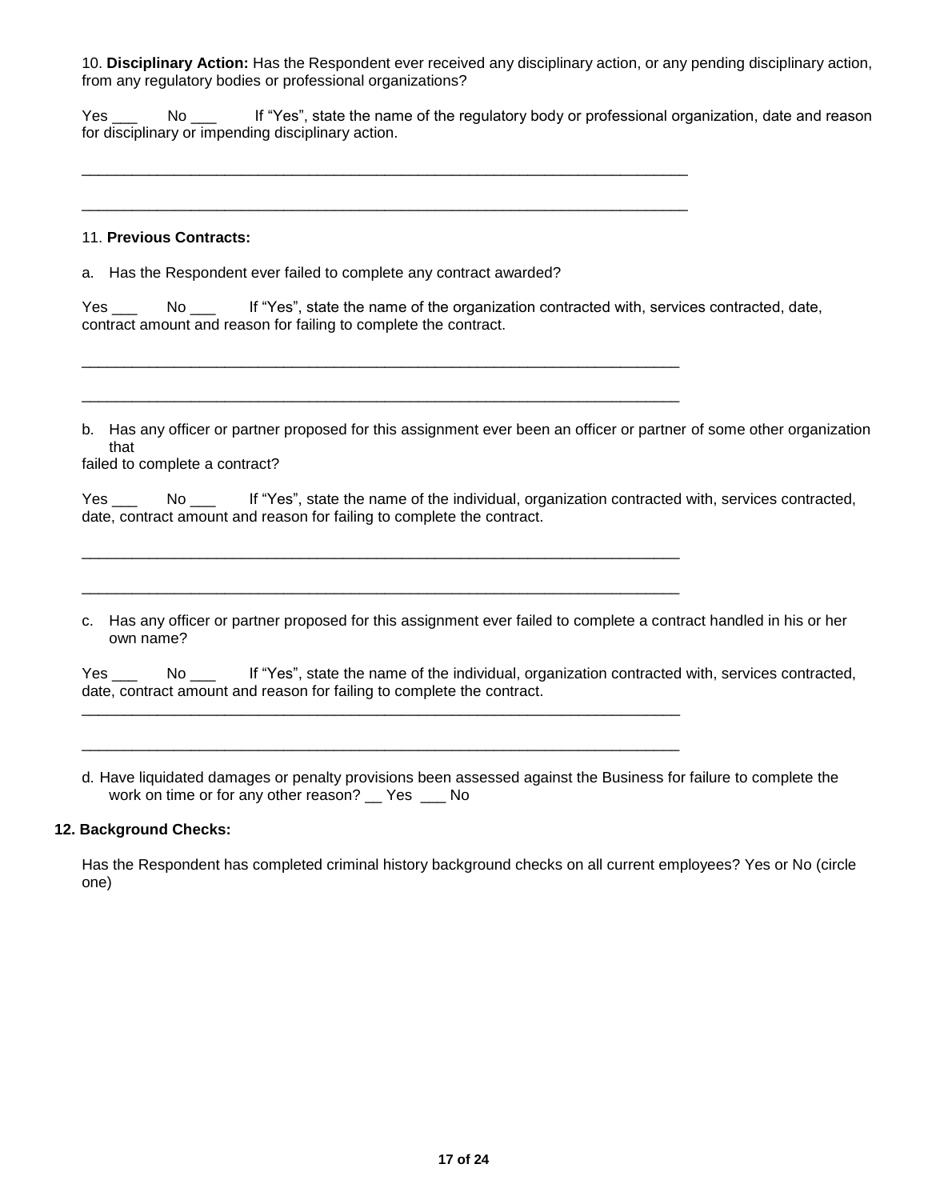10. **Disciplinary Action:** Has the Respondent ever received any disciplinary action, or any pending disciplinary action, from any regulatory bodies or professional organizations?

Yes ___ No ___ If "Yes", state the name of the regulatory body or professional organization, date and reason for disciplinary or impending disciplinary action.

_______________________________________________________________________________

_______________________________________________________________________________

11. **Previous Contracts:**

a. Has the Respondent ever failed to complete any contract awarded?

Yes ___ No ___ If "Yes", state the name of the organization contracted with, services contracted, date, contract amount and reason for failing to complete the contract.

_______________________________________________________________________________

_______________________________________________________________________________

b. Has any officer or partner proposed for this assignment ever been an officer or partner of some other organization that
failed to complete a contract?

Yes ___ No ___ If "Yes", state the name of the individual, organization contracted with, services contracted, date, contract amount and reason for failing to complete the contract.

_______________________________________________________________________________

_______________________________________________________________________________

c. Has any officer or partner proposed for this assignment ever failed to complete a contract handled in his or her own name?

Yes ___ No ___ If "Yes", state the name of the individual, organization contracted with, services contracted, date, contract amount and reason for failing to complete the contract.

_______________________________________________________________________________

_______________________________________________________________________________

d. Have liquidated damages or penalty provisions been assessed against the Business for failure to complete the work on time or for any other reason? __ Yes ___ No

**12. Background Checks:**

Has the Respondent has completed criminal history background checks on all current employees? Yes or No (circle one)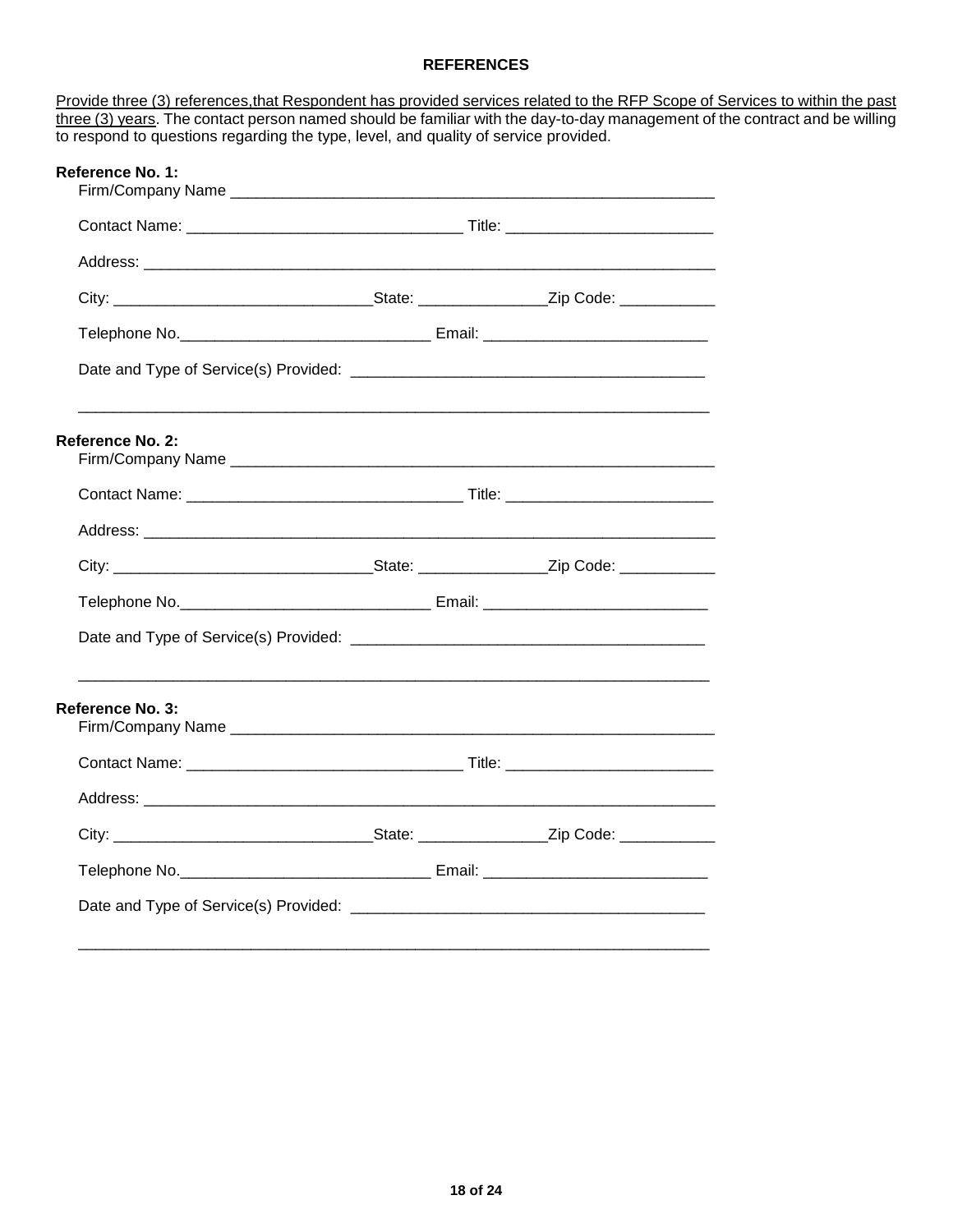## REFERENCES

<u>Provide three (3) references,that Respondent has provided services related to the RFP Scope of Services to within the past three (3) years</u>. The contact person named should be familiar with the day-to-day management of the contract and be willing to respond to questions regarding the type, level, and quality of service provided.

**Reference No. 1:**

Firm/Company Name ___________________________________________________________

Contact Name: ________________________________ Title: ________________________

Address: ______________________________________________________________________

City: ______________________________State: _______________Zip Code: ___________

Telephone No.____________________________ Email: __________________________

Date and Type of Service(s) Provided: ________________________________________

__________________________________________________________________________

**Reference No. 2:**

Firm/Company Name ___________________________________________________________

Contact Name: ________________________________ Title: ________________________

Address: ______________________________________________________________________

City: ______________________________State: _______________Zip Code: ___________

Telephone No.____________________________ Email: __________________________

Date and Type of Service(s) Provided: ________________________________________

__________________________________________________________________________

**Reference No. 3:**

Firm/Company Name ___________________________________________________________

Contact Name: ________________________________ Title: ________________________

Address: ______________________________________________________________________

City: ______________________________State: _______________Zip Code: ___________

Telephone No.____________________________ Email: __________________________

Date and Type of Service(s) Provided: ________________________________________

__________________________________________________________________________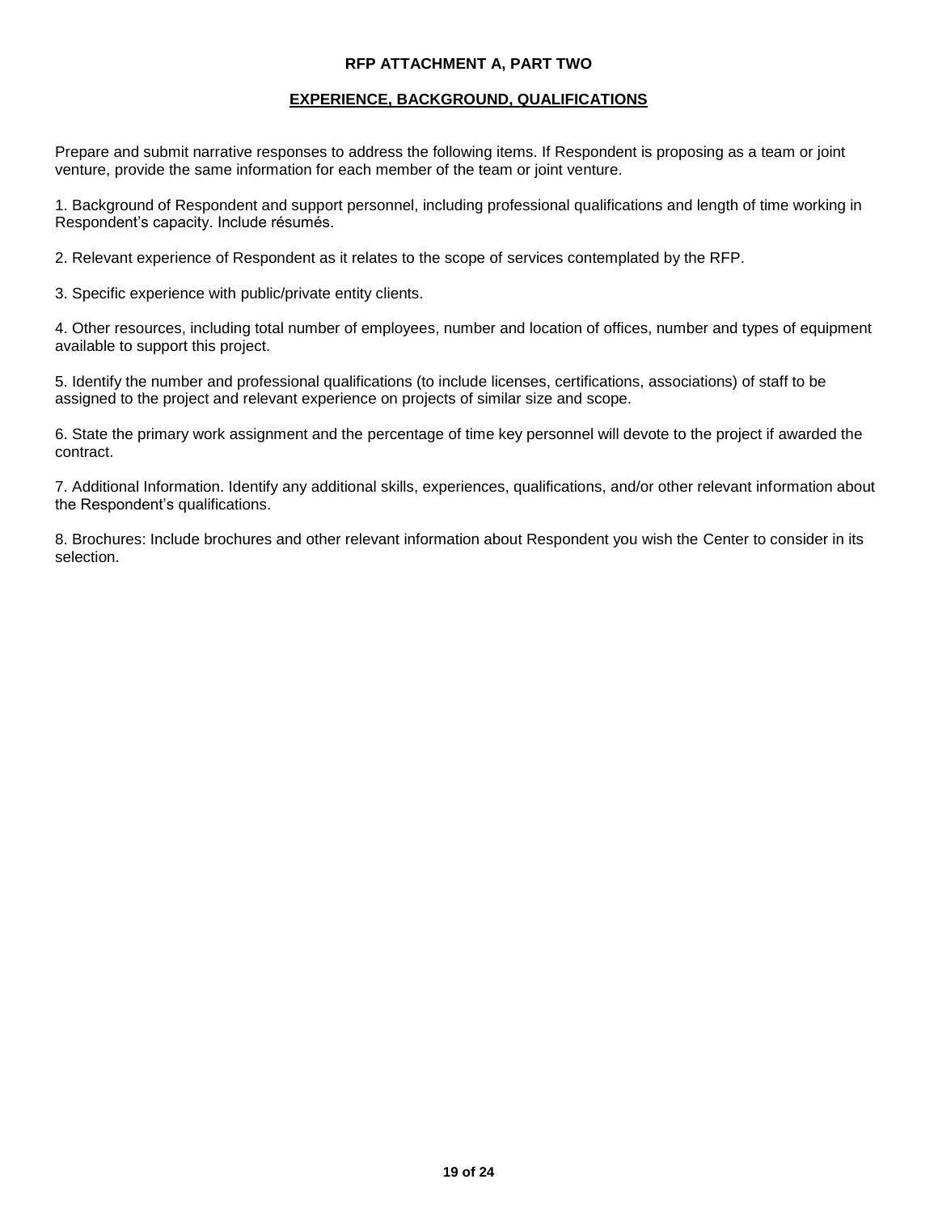# RFP ATTACHMENT A, PART TWO

## EXPERIENCE, BACKGROUND, QUALIFICATIONS

Prepare and submit narrative responses to address the following items. If Respondent is proposing as a team or joint venture, provide the same information for each member of the team or joint venture.

1. Background of Respondent and support personnel, including professional qualifications and length of time working in Respondent's capacity. Include résumés.

2. Relevant experience of Respondent as it relates to the scope of services contemplated by the RFP.

3. Specific experience with public/private entity clients.

4. Other resources, including total number of employees, number and location of offices, number and types of equipment available to support this project.

5. Identify the number and professional qualifications (to include licenses, certifications, associations) of staff to be assigned to the project and relevant experience on projects of similar size and scope.

6. State the primary work assignment and the percentage of time key personnel will devote to the project if awarded the contract.

7. Additional Information. Identify any additional skills, experiences, qualifications, and/or other relevant information about the Respondent's qualifications.

8. Brochures: Include brochures and other relevant information about Respondent you wish the Center to consider in its selection.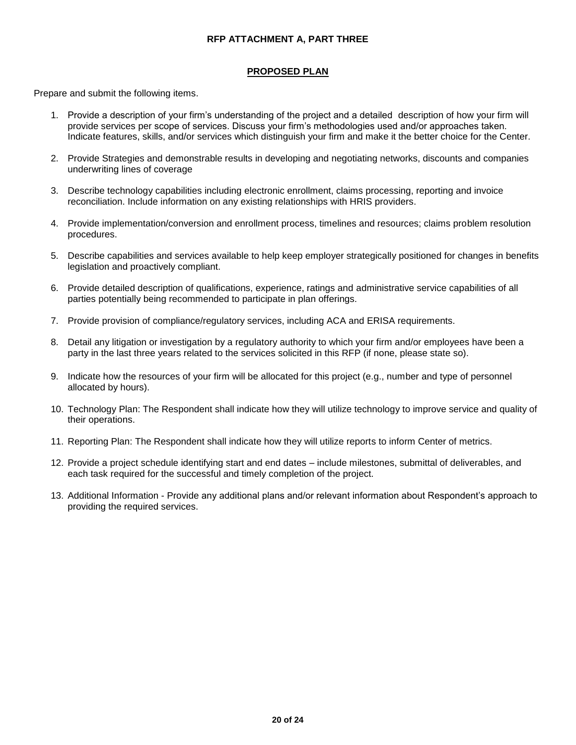## RFP ATTACHMENT A, PART THREE

### PROPOSED PLAN

Prepare and submit the following items.

1. Provide a description of your firm's understanding of the project and a detailed description of how your firm will provide services per scope of services. Discuss your firm's methodologies used and/or approaches taken. Indicate features, skills, and/or services which distinguish your firm and make it the better choice for the Center.
2. Provide Strategies and demonstrable results in developing and negotiating networks, discounts and companies underwriting lines of coverage
3. Describe technology capabilities including electronic enrollment, claims processing, reporting and invoice reconciliation. Include information on any existing relationships with HRIS providers.
4. Provide implementation/conversion and enrollment process, timelines and resources; claims problem resolution procedures.
5. Describe capabilities and services available to help keep employer strategically positioned for changes in benefits legislation and proactively compliant.
6. Provide detailed description of qualifications, experience, ratings and administrative service capabilities of all parties potentially being recommended to participate in plan offerings.
7. Provide provision of compliance/regulatory services, including ACA and ERISA requirements.
8. Detail any litigation or investigation by a regulatory authority to which your firm and/or employees have been a party in the last three years related to the services solicited in this RFP (if none, please state so).
9. Indicate how the resources of your firm will be allocated for this project (e.g., number and type of personnel allocated by hours).
10. Technology Plan: The Respondent shall indicate how they will utilize technology to improve service and quality of their operations.
11. Reporting Plan: The Respondent shall indicate how they will utilize reports to inform Center of metrics.
12. Provide a project schedule identifying start and end dates – include milestones, submittal of deliverables, and each task required for the successful and timely completion of the project.
13. Additional Information - Provide any additional plans and/or relevant information about Respondent's approach to providing the required services.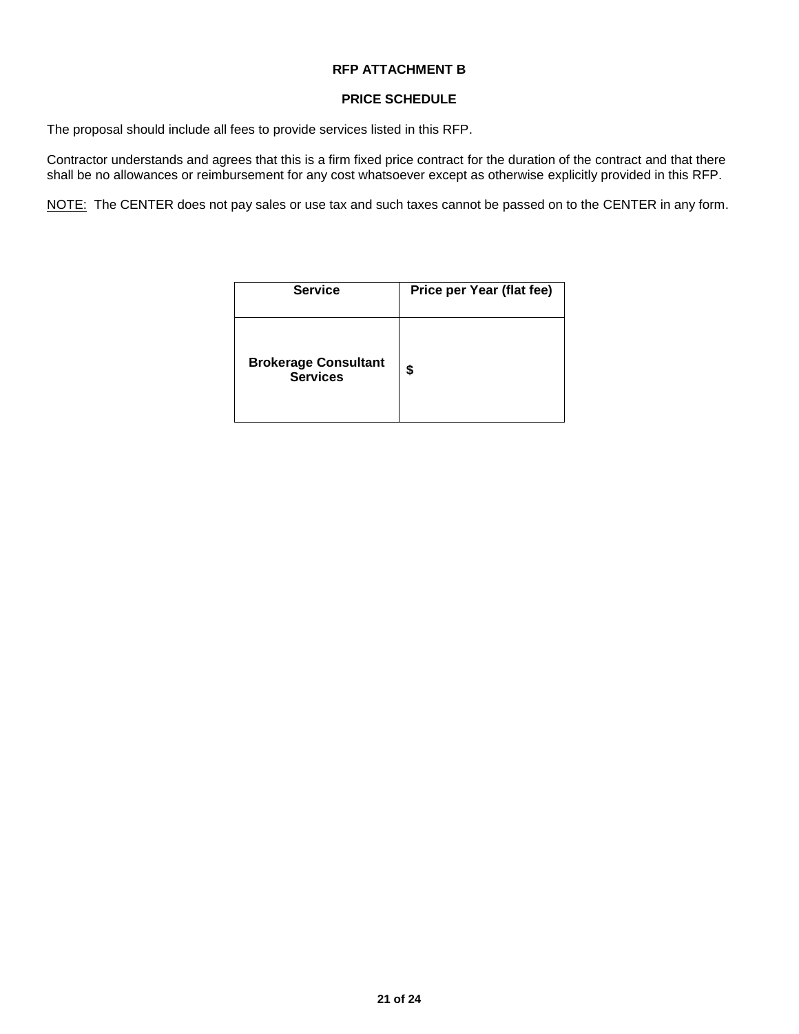## RFP ATTACHMENT B

## PRICE SCHEDULE

The proposal should include all fees to provide services listed in this RFP.

Contractor understands and agrees that this is a firm fixed price contract for the duration of the contract and that there shall be no allowances or reimbursement for any cost whatsoever except as otherwise explicitly provided in this RFP.

NOTE: The CENTER does not pay sales or use tax and such taxes cannot be passed on to the CENTER in any form.

| Service | Price per Year (flat fee) |
|---|---|
| **Brokerage Consultant Services** | **$** |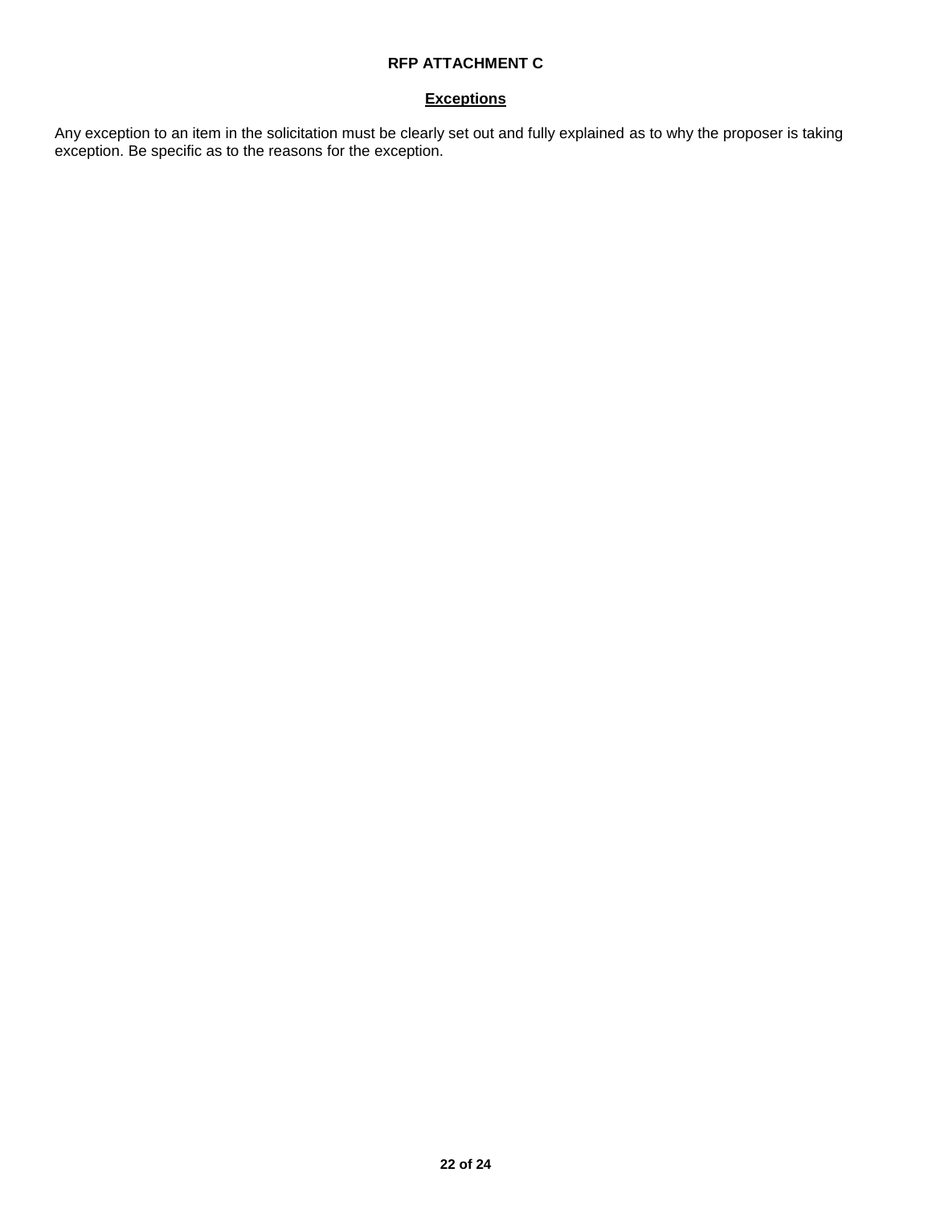# RFP ATTACHMENT C

## <u>Exceptions</u>

Any exception to an item in the solicitation must be clearly set out and fully explained as to why the proposer is taking exception. Be specific as to the reasons for the exception.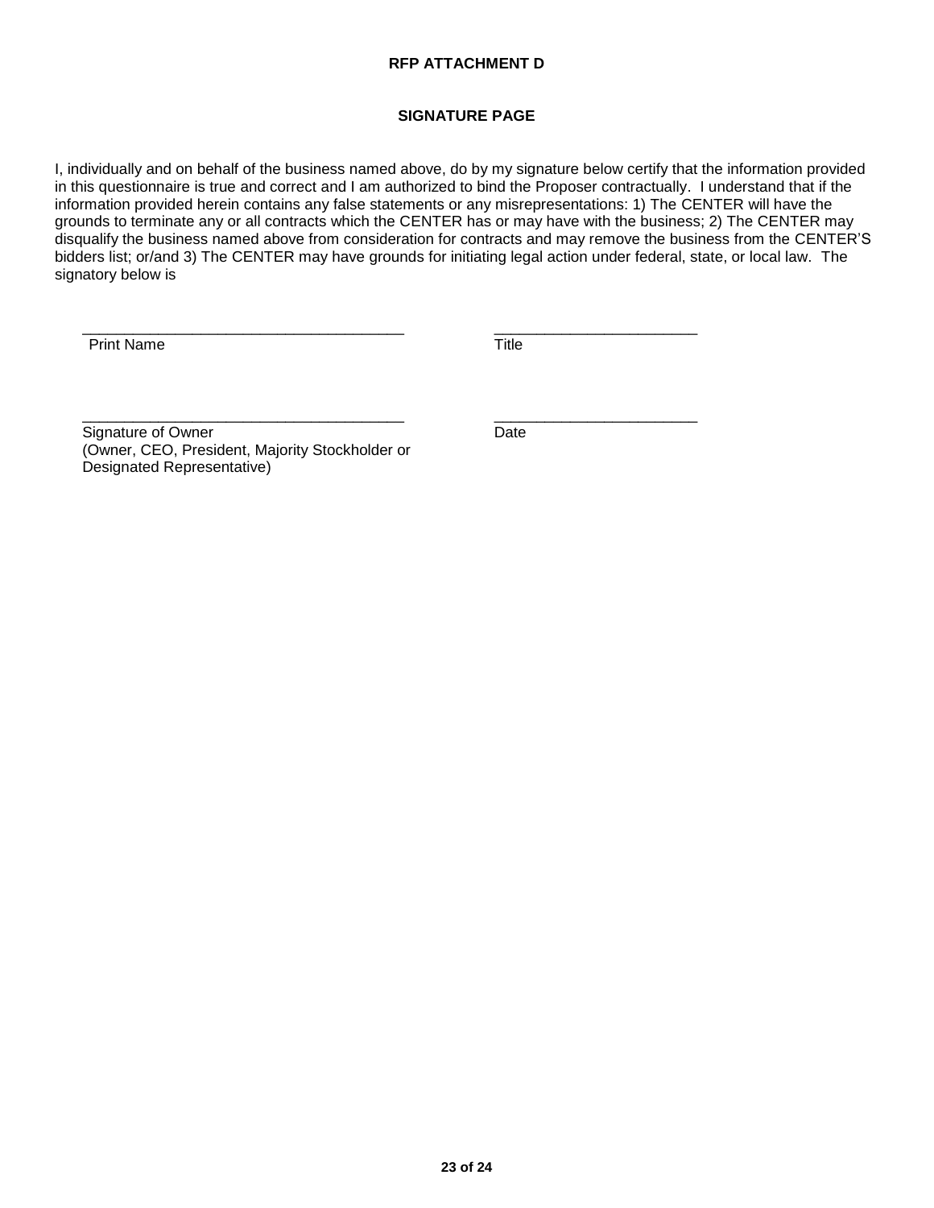**RFP ATTACHMENT D**

**SIGNATURE PAGE**

I, individually and on behalf of the business named above, do by my signature below certify that the information provided in this questionnaire is true and correct and I am authorized to bind the Proposer contractually. I understand that if the information provided herein contains any false statements or any misrepresentations: 1) The CENTER will have the grounds to terminate any or all contracts which the CENTER has or may have with the business; 2) The CENTER may disqualify the business named above from consideration for contracts and may remove the business from the CENTER'S bidders list; or/and 3) The CENTER may have grounds for initiating legal action under federal, state, or local law. The signatory below is

______________________________________ ________________________
Print Name Title

______________________________________ ________________________
Signature of Owner Date
(Owner, CEO, President, Majority Stockholder or Designated Representative)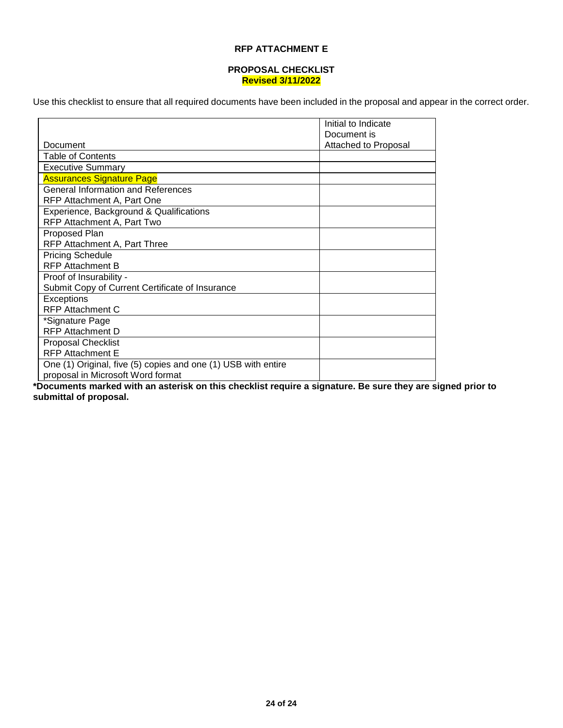## RFP ATTACHMENT E

### PROPOSAL CHECKLIST

**Revised 3/11/2022**

Use this checklist to ensure that all required documents have been included in the proposal and appear in the correct order.

| Document | Initial to Indicate Document is Attached to Proposal |
|---|---|
| Table of Contents | |
| Executive Summary | |
| Assurances Signature Page | |
| General Information and References<br>RFP Attachment A, Part One | |
| Experience, Background & Qualifications<br>RFP Attachment A, Part Two | |
| Proposed Plan<br>RFP Attachment A, Part Three | |
| Pricing Schedule<br>RFP Attachment B | |
| Proof of Insurability -<br>Submit Copy of Current Certificate of Insurance | |
| Exceptions<br>RFP Attachment C | |
| *Signature Page<br>RFP Attachment D | |
| Proposal Checklist<br>RFP Attachment E | |
| One (1) Original, five (5) copies and one (1) USB with entire proposal in Microsoft Word format | |

**\*Documents marked with an asterisk on this checklist require a signature. Be sure they are signed prior to submittal of proposal.**